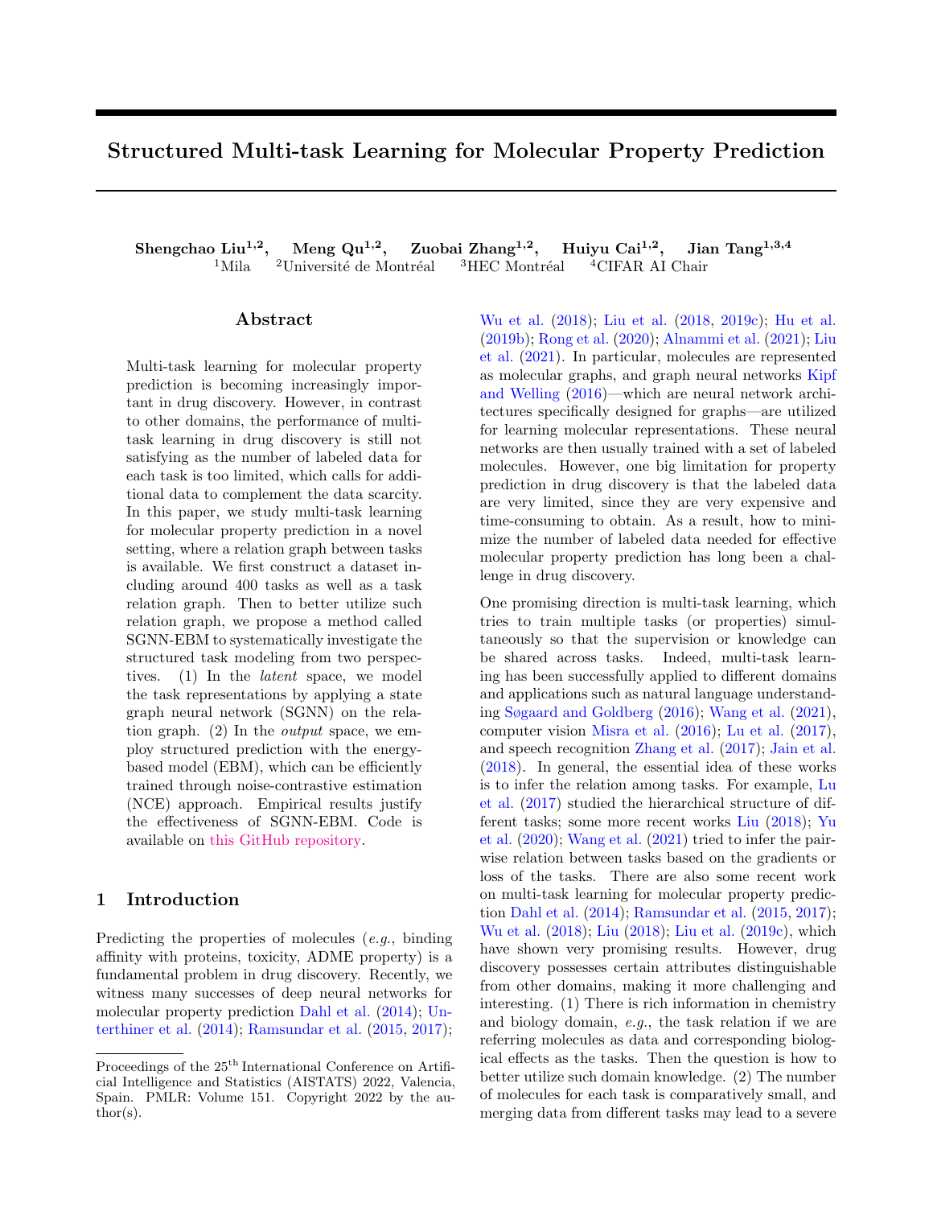# Structured Multi-task Learning for Molecular Property Prediction

**Shengchao Liu[1,2], Meng Qu[1,2], Zuobai Zhang[1,2], Huiyu Cai[1,2], Jian Tang[1,3,4]**

[1]Mila [2]Université de Montréal [3]HEC Montréal [4]CIFAR AI Chair

## Abstract

Multi-task learning for molecular property prediction is becoming increasingly important in drug discovery. However, in contrast to other domains, the performance of multi-task learning in drug discovery is still not satisfying as the number of labeled data for each task is too limited, which calls for additional data to complement the data scarcity. In this paper, we study multi-task learning for molecular property prediction in a novel setting, where a relation graph between tasks is available. We first construct a dataset including around 400 tasks as well as a task relation graph. Then to better utilize such relation graph, we propose a method called SGNN-EBM to systematically investigate the structured task modeling from two perspectives. (1) In the *latent* space, we model the task representations by applying a state graph neural network (SGNN) on the relation graph. (2) In the *output* space, we employ structured prediction with the energy-based model (EBM), which can be efficiently trained through noise-contrastive estimation (NCE) approach. Empirical results justify the effectiveness of SGNN-EBM. Code is available on this GitHub repository.

## 1 Introduction

Predicting the properties of molecules (*e.g.*, binding affinity with proteins, toxicity, ADME property) is a fundamental problem in drug discovery. Recently, we witness many successes of deep neural networks for molecular property prediction Dahl et al. (2014); Unterthiner et al. (2014); Ramsundar et al. (2015, 2017); Wu et al. (2018); Liu et al. (2018, 2019c); Hu et al. (2019b); Rong et al. (2020); Alnammi et al. (2021); Liu et al. (2021). In particular, molecules are represented as molecular graphs, and graph neural networks Kipf and Welling (2016)—which are neural network architectures specifically designed for graphs—are utilized for learning molecular representations. These neural networks are then usually trained with a set of labeled molecules. However, one big limitation for property prediction in drug discovery is that the labeled data are very limited, since they are very expensive and time-consuming to obtain. As a result, how to minimize the number of labeled data needed for effective molecular property prediction has long been a challenge in drug discovery.

One promising direction is multi-task learning, which tries to train multiple tasks (or properties) simultaneously so that the supervision or knowledge can be shared across tasks. Indeed, multi-task learning has been successfully applied to different domains and applications such as natural language understanding Søgaard and Goldberg (2016); Wang et al. (2021), computer vision Misra et al. (2016); Lu et al. (2017), and speech recognition Zhang et al. (2017); Jain et al. (2018). In general, the essential idea of these works is to infer the relation among tasks. For example, Lu et al. (2017) studied the hierarchical structure of different tasks; some more recent works Liu (2018); Yu et al. (2020); Wang et al. (2021) tried to infer the pairwise relation between tasks based on the gradients or loss of the tasks. There are also some recent work on multi-task learning for molecular property prediction Dahl et al. (2014); Ramsundar et al. (2015, 2017); Wu et al. (2018); Liu (2018); Liu et al. (2019c), which have shown very promising results. However, drug discovery possesses certain attributes distinguishable from other domains, making it more challenging and interesting. (1) There is rich information in chemistry and biology domain, *e.g.*, the task relation if we are referring molecules as data and corresponding biological effects as the tasks. Then the question is how to better utilize such domain knowledge. (2) The number of molecules for each task is comparatively small, and merging data from different tasks may lead to a severe

---

Proceedings of the 25[th] International Conference on Artificial Intelligence and Statistics (AISTATS) 2022, Valencia, Spain. PMLR: Volume 151. Copyright 2022 by the author(s).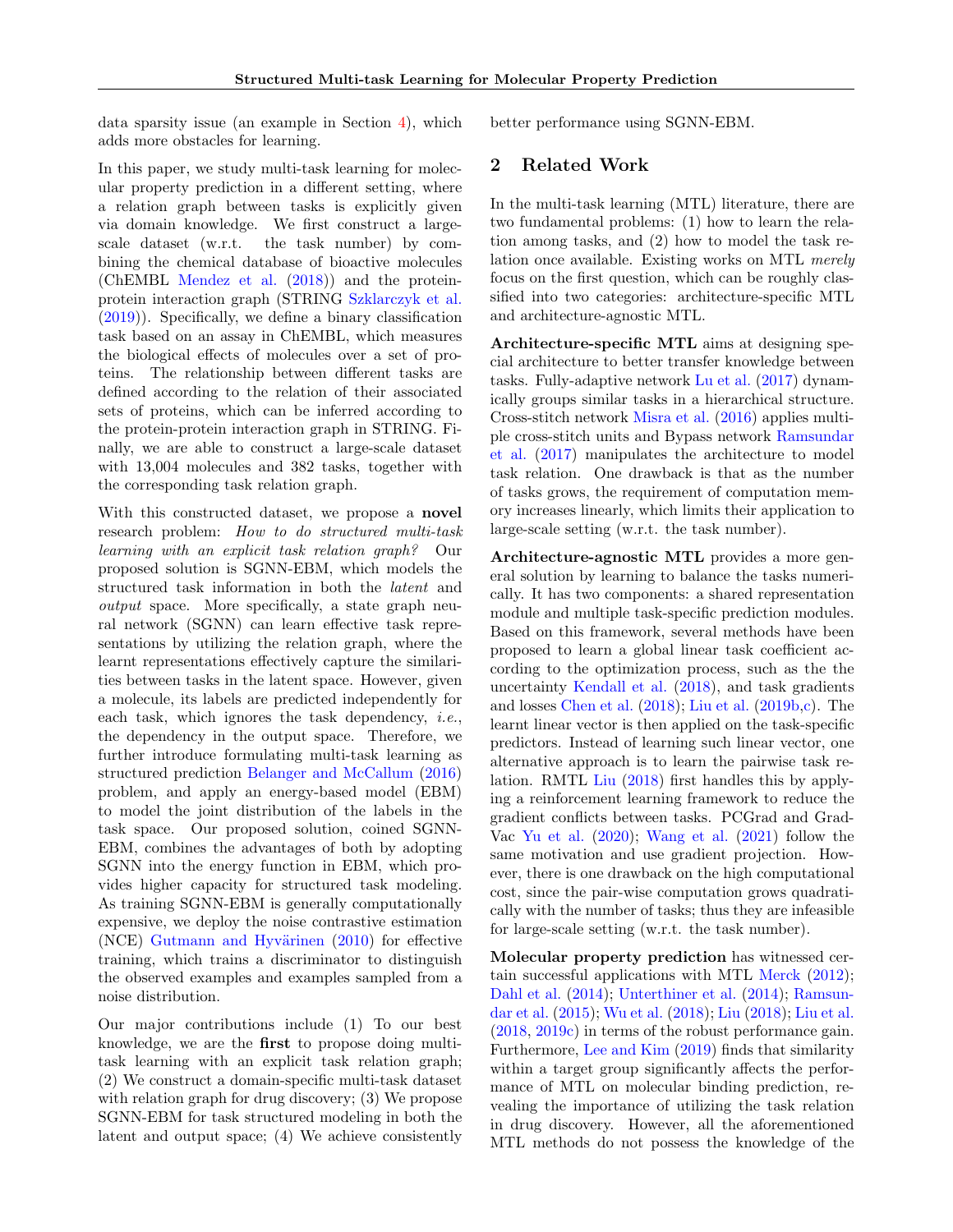data sparsity issue (an example in Section 4), which adds more obstacles for learning.

In this paper, we study multi-task learning for molecular property prediction in a different setting, where a relation graph between tasks is explicitly given via domain knowledge. We first construct a large-scale dataset (w.r.t. the task number) by combining the chemical database of bioactive molecules (ChEMBL Mendez et al. (2018)) and the protein-protein interaction graph (STRING Szklarczyk et al. (2019)). Specifically, we define a binary classification task based on an assay in ChEMBL, which measures the biological effects of molecules over a set of proteins. The relationship between different tasks are defined according to the relation of their associated sets of proteins, which can be inferred according to the protein-protein interaction graph in STRING. Finally, we are able to construct a large-scale dataset with 13,004 molecules and 382 tasks, together with the corresponding task relation graph.

With this constructed dataset, we propose a **novel** research problem: *How to do structured multi-task learning with an explicit task relation graph?* Our proposed solution is SGNN-EBM, which models the structured task information in both the *latent* and *output* space. More specifically, a state graph neural network (SGNN) can learn effective task representations by utilizing the relation graph, where the learnt representations effectively capture the similarities between tasks in the latent space. However, given a molecule, its labels are predicted independently for each task, which ignores the task dependency, *i.e.*, the dependency in the output space. Therefore, we further introduce formulating multi-task learning as structured prediction Belanger and McCallum (2016) problem, and apply an energy-based model (EBM) to model the joint distribution of the labels in the task space. Our proposed solution, coined SGNN-EBM, combines the advantages of both by adopting SGNN into the energy function in EBM, which provides higher capacity for structured task modeling. As training SGNN-EBM is generally computationally expensive, we deploy the noise contrastive estimation (NCE) Gutmann and Hyvärinen (2010) for effective training, which trains a discriminator to distinguish the observed examples and examples sampled from a noise distribution.

Our major contributions include (1) To our best knowledge, we are the **first** to propose doing multi-task learning with an explicit task relation graph; (2) We construct a domain-specific multi-task dataset with relation graph for drug discovery; (3) We propose SGNN-EBM for task structured modeling in both the latent and output space; (4) We achieve consistently better performance using SGNN-EBM.

## 2 Related Work

In the multi-task learning (MTL) literature, there are two fundamental problems: (1) how to learn the relation among tasks, and (2) how to model the task relation once available. Existing works on MTL *merely* focus on the first question, which can be roughly classified into two categories: architecture-specific MTL and architecture-agnostic MTL.

**Architecture-specific MTL** aims at designing special architecture to better transfer knowledge between tasks. Fully-adaptive network Lu et al. (2017) dynamically groups similar tasks in a hierarchical structure. Cross-stitch network Misra et al. (2016) applies multiple cross-stitch units and Bypass network Ramsundar et al. (2017) manipulates the architecture to model task relation. One drawback is that as the number of tasks grows, the requirement of computation memory increases linearly, which limits their application to large-scale setting (w.r.t. the task number).

**Architecture-agnostic MTL** provides a more general solution by learning to balance the tasks numerically. It has two components: a shared representation module and multiple task-specific prediction modules. Based on this framework, several methods have been proposed to learn a global linear task coefficient according to the optimization process, such as the the uncertainty Kendall et al. (2018), and task gradients and losses Chen et al. (2018); Liu et al. (2019b,c). The learnt linear vector is then applied on the task-specific predictors. Instead of learning such linear vector, one alternative approach is to learn the pairwise task relation. RMTL Liu (2018) first handles this by applying a reinforcement learning framework to reduce the gradient conflicts between tasks. PCGrad and GradVac Yu et al. (2020); Wang et al. (2021) follow the same motivation and use gradient projection. However, there is one drawback on the high computational cost, since the pair-wise computation grows quadratically with the number of tasks; thus they are infeasible for large-scale setting (w.r.t. the task number).

**Molecular property prediction** has witnessed certain successful applications with MTL Merck (2012); Dahl et al. (2014); Unterthiner et al. (2014); Ramsundar et al. (2015); Wu et al. (2018); Liu (2018); Liu et al. (2018, 2019c) in terms of the robust performance gain. Furthermore, Lee and Kim (2019) finds that similarity within a target group significantly affects the performance of MTL on molecular binding prediction, revealing the importance of utilizing the task relation in drug discovery. However, all the aforementioned MTL methods do not possess the knowledge of the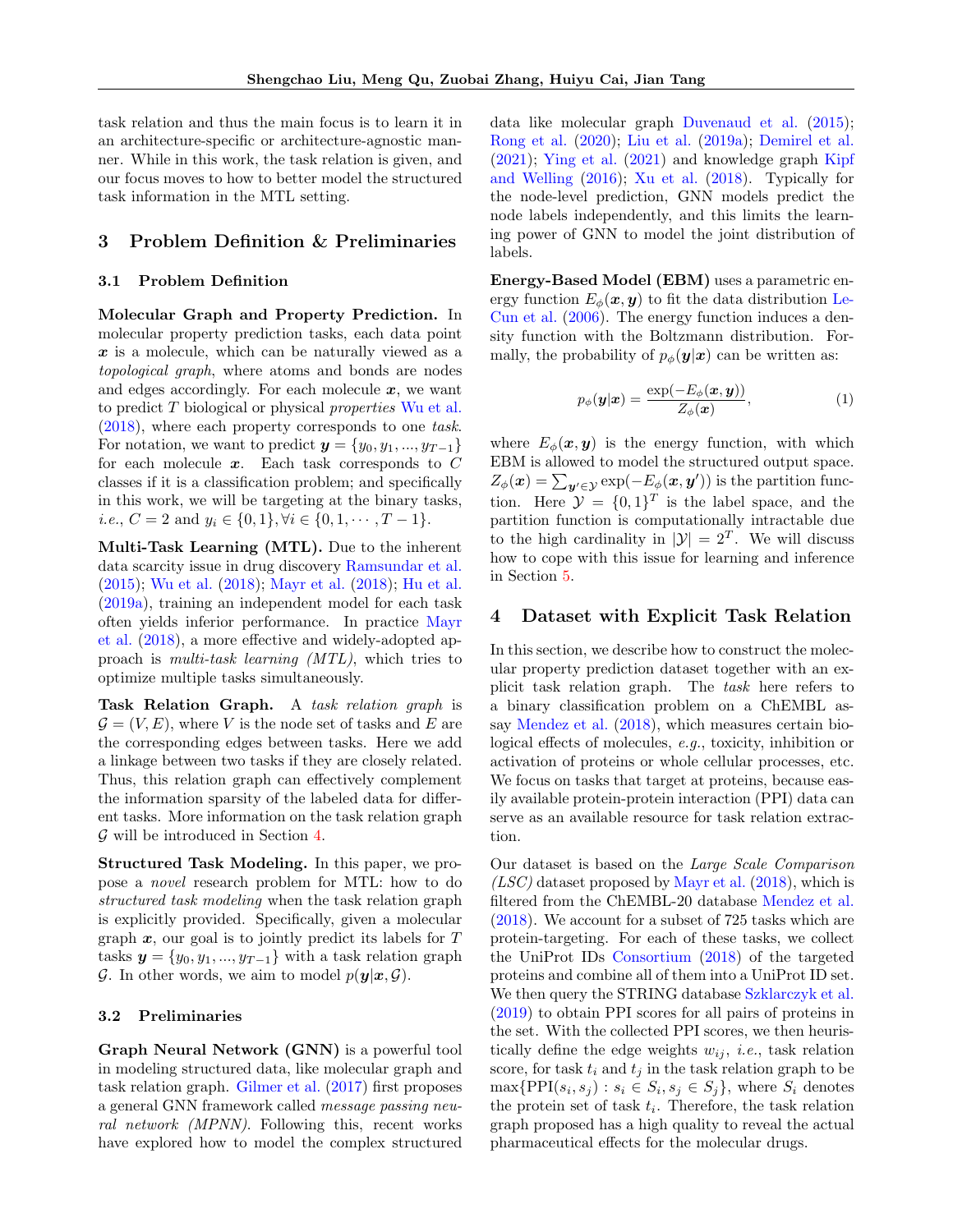task relation and thus the main focus is to learn it in an architecture-specific or architecture-agnostic manner. While in this work, the task relation is given, and our focus moves to how to better model the structured task information in the MTL setting.

## 3 Problem Definition & Preliminaries

### 3.1 Problem Definition

**Molecular Graph and Property Prediction.** In molecular property prediction tasks, each data point $\boldsymbol{x}$ is a molecule, which can be naturally viewed as a *topological graph*, where atoms and bonds are nodes and edges accordingly. For each molecule $\boldsymbol{x}$, we want to predict $T$ biological or physical *properties* Wu et al. (2018), where each property corresponds to one *task*. For notation, we want to predict $\boldsymbol{y} = \{y_0, y_1, ..., y_{T-1}\}$ for each molecule $\boldsymbol{x}$. Each task corresponds to $C$ classes if it is a classification problem; and specifically in this work, we will be targeting at the binary tasks, *i.e.*, $C = 2$ and $y_i \in \{0, 1\}, \forall i \in \{0, 1, \cdots, T-1\}$.

**Multi-Task Learning (MTL).** Due to the inherent data scarcity issue in drug discovery Ramsundar et al. (2015); Wu et al. (2018); Mayr et al. (2018); Hu et al. (2019a), training an independent model for each task often yields inferior performance. In practice Mayr et al. (2018), a more effective and widely-adopted approach is *multi-task learning (MTL)*, which tries to optimize multiple tasks simultaneously.

**Task Relation Graph.** A *task relation graph* is $\mathcal{G} = (V, E)$, where $V$ is the node set of tasks and $E$ are the corresponding edges between tasks. Here we add a linkage between two tasks if they are closely related. Thus, this relation graph can effectively complement the information sparsity of the labeled data for different tasks. More information on the task relation graph $\mathcal{G}$ will be introduced in Section 4.

**Structured Task Modeling.** In this paper, we propose a *novel* research problem for MTL: how to do *structured task modeling* when the task relation graph is explicitly provided. Specifically, given a molecular graph $\boldsymbol{x}$, our goal is to jointly predict its labels for $T$ tasks $\boldsymbol{y} = \{y_0, y_1, ..., y_{T-1}\}$ with a task relation graph $\mathcal{G}$. In other words, we aim to model $p(\boldsymbol{y}|\boldsymbol{x}, \mathcal{G})$.

### 3.2 Preliminaries

**Graph Neural Network (GNN)** is a powerful tool in modeling structured data, like molecular graph and task relation graph. Gilmer et al. (2017) first proposes a general GNN framework called *message passing neural network (MPNN)*. Following this, recent works have explored how to model the complex structured data like molecular graph Duvenaud et al. (2015); Rong et al. (2020); Liu et al. (2019a); Demirel et al. (2021); Ying et al. (2021) and knowledge graph Kipf and Welling (2016); Xu et al. (2018). Typically for the node-level prediction, GNN models predict the node labels independently, and this limits the learning power of GNN to model the joint distribution of labels.

**Energy-Based Model (EBM)** uses a parametric energy function $E_\phi(\boldsymbol{x}, \boldsymbol{y})$ to fit the data distribution LeCun et al. (2006). The energy function induces a density function with the Boltzmann distribution. Formally, the probability of $p_\phi(\boldsymbol{y}|\boldsymbol{x})$ can be written as:

$$p_\phi(\boldsymbol{y}|\boldsymbol{x}) = \frac{\exp(-E_\phi(\boldsymbol{x}, \boldsymbol{y}))}{Z_\phi(\boldsymbol{x})}, \tag{1}$$

where $E_\phi(\boldsymbol{x}, \boldsymbol{y})$ is the energy function, with which EBM is allowed to model the structured output space. $Z_\phi(\boldsymbol{x}) = \sum_{\boldsymbol{y}' \in \mathcal{Y}} \exp(-E_\phi(\boldsymbol{x}, \boldsymbol{y}'))$ is the partition function. Here $\mathcal{Y} = \{0, 1\}^T$ is the label space, and the partition function is computationally intractable due to the high cardinality in $|\mathcal{Y}| = 2^T$. We will discuss how to cope with this issue for learning and inference in Section 5.

## 4 Dataset with Explicit Task Relation

In this section, we describe how to construct the molecular property prediction dataset together with an explicit task relation graph. The *task* here refers to a binary classification problem on a ChEMBL assay Mendez et al. (2018), which measures certain biological effects of molecules, *e.g.*, toxicity, inhibition or activation of proteins or whole cellular processes, etc. We focus on tasks that target at proteins, because easily available protein-protein interaction (PPI) data can serve as an available resource for task relation extraction.

Our dataset is based on the *Large Scale Comparison (LSC)* dataset proposed by Mayr et al. (2018), which is filtered from the ChEMBL-20 database Mendez et al. (2018). We account for a subset of 725 tasks which are protein-targeting. For each of these tasks, we collect the UniProt IDs Consortium (2018) of the targeted proteins and combine all of them into a UniProt ID set. We then query the STRING database Szklarczyk et al. (2019) to obtain PPI scores for all pairs of proteins in the set. With the collected PPI scores, we then heuristically define the edge weights $w_{ij}$, *i.e.*, task relation score, for task $t_i$ and $t_j$ in the task relation graph to be $\max\{\text{PPI}(s_i, s_j) : s_i \in S_i, s_j \in S_j\}$, where $S_i$ denotes the protein set of task $t_i$. Therefore, the task relation graph proposed has a high quality to reveal the actual pharmaceutical effects for the molecular drugs.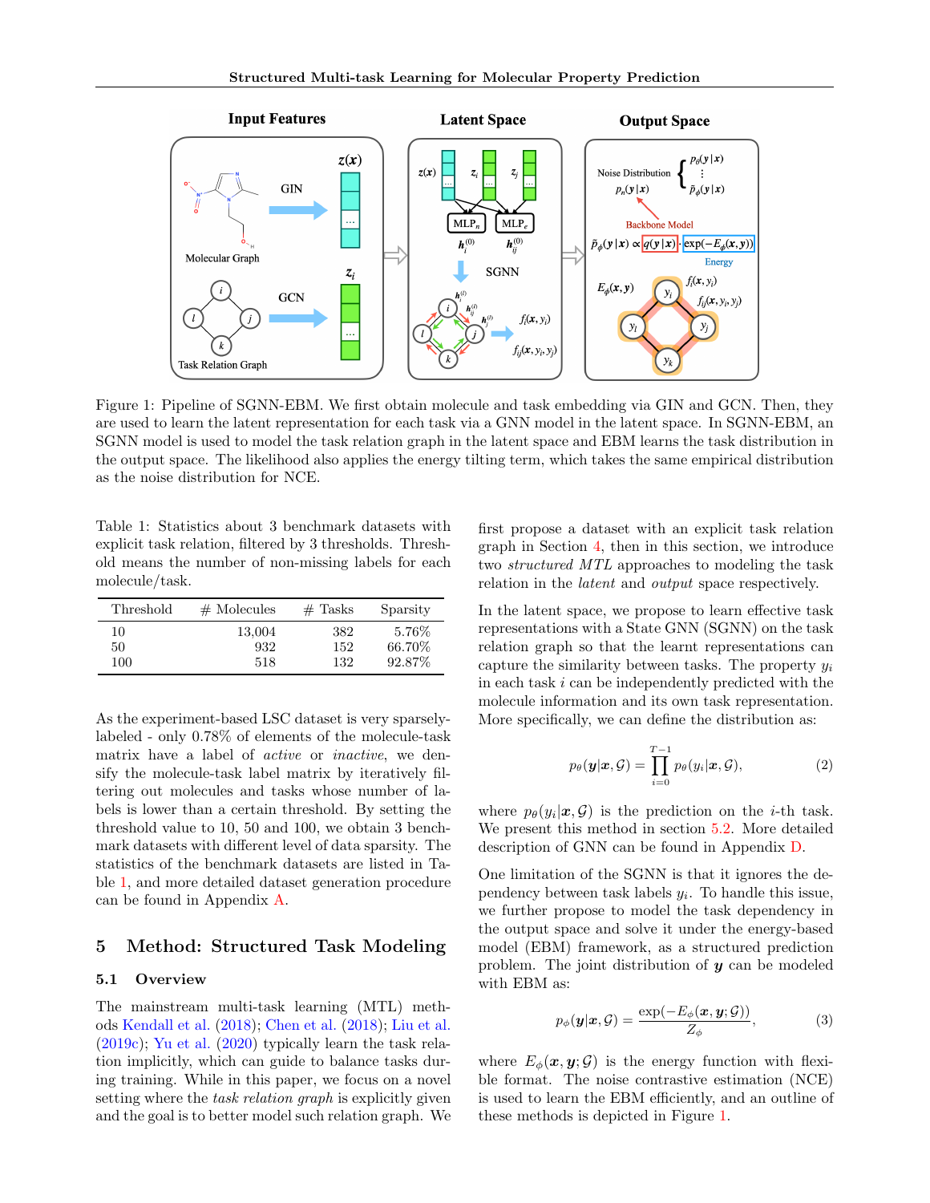Figure 1: Pipeline of SGNN-EBM. We first obtain molecule and task embedding via GIN and GCN. Then, they are used to learn the latent representation for each task via a GNN model in the latent space. In SGNN-EBM, an SGNN model is used to model the task relation graph in the latent space and EBM learns the task distribution in the output space. The likelihood also applies the energy tilting term, which takes the same empirical distribution as the noise distribution for NCE.

Table 1: Statistics about 3 benchmark datasets with explicit task relation, filtered by 3 thresholds. Threshold means the number of non-missing labels for each molecule/task.

| Threshold | # Molecules | # Tasks | Sparsity |
|---|---|---|---|
| 10 | 13,004 | 382 | 5.76% |
| 50 | 932 | 152 | 66.70% |
| 100 | 518 | 132 | 92.87% |

As the experiment-based LSC dataset is very sparsely-labeled - only 0.78% of elements of the molecule-task matrix have a label of *active* or *inactive*, we densify the molecule-task label matrix by iteratively filtering out molecules and tasks whose number of labels is lower than a certain threshold. By setting the threshold value to 10, 50 and 100, we obtain 3 benchmark datasets with different level of data sparsity. The statistics of the benchmark datasets are listed in Table 1, and more detailed dataset generation procedure can be found in Appendix A.

## 5 Method: Structured Task Modeling

### 5.1 Overview

The mainstream multi-task learning (MTL) methods Kendall et al. (2018); Chen et al. (2018); Liu et al. (2019c); Yu et al. (2020) typically learn the task relation implicitly, which can guide to balance tasks during training. While in this paper, we focus on a novel setting where the *task relation graph* is explicitly given and the goal is to better model such relation graph. We first propose a dataset with an explicit task relation graph in Section 4, then in this section, we introduce two *structured MTL* approaches to modeling the task relation in the *latent* and *output* space respectively.

In the latent space, we propose to learn effective task representations with a State GNN (SGNN) on the task relation graph so that the learnt representations can capture the similarity between tasks. The property $y_i$ in each task $i$ can be independently predicted with the molecule information and its own task representation. More specifically, we can define the distribution as:

$$p_\theta(\boldsymbol{y}|\boldsymbol{x}, \mathcal{G}) = \prod_{i=0}^{T-1} p_\theta(y_i|\boldsymbol{x}, \mathcal{G}), \tag{2}$$

where $p_\theta(y_i|\boldsymbol{x}, \mathcal{G})$ is the prediction on the $i$-th task. We present this method in section 5.2. More detailed description of GNN can be found in Appendix D.

One limitation of the SGNN is that it ignores the dependency between task labels $y_i$. To handle this issue, we further propose to model the task dependency in the output space and solve it under the energy-based model (EBM) framework, as a structured prediction problem. The joint distribution of $\boldsymbol{y}$ can be modeled with EBM as:

$$p_\phi(\boldsymbol{y}|\boldsymbol{x}, \mathcal{G}) = \frac{\exp(-E_\phi(\boldsymbol{x}, \boldsymbol{y}; \mathcal{G}))}{Z_\phi}, \tag{3}$$

where $E_\phi(\boldsymbol{x}, \boldsymbol{y}; \mathcal{G})$ is the energy function with flexible format. The noise contrastive estimation (NCE) is used to learn the EBM efficiently, and an outline of these methods is depicted in Figure 1.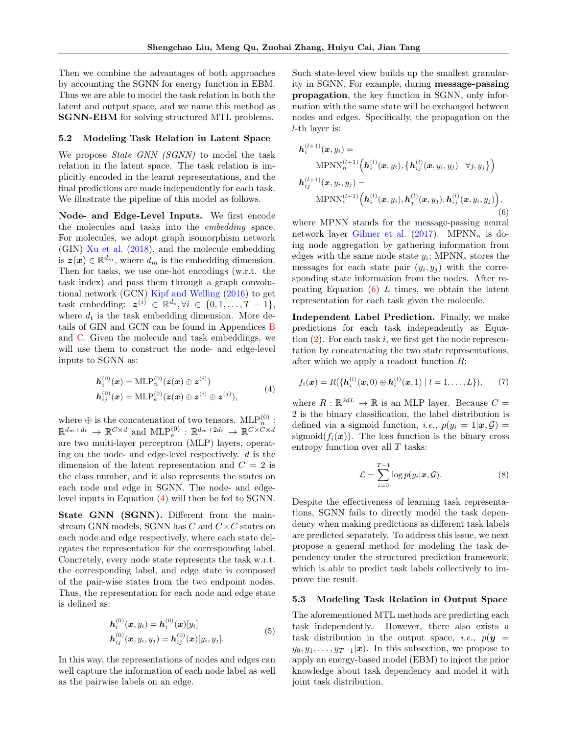Then we combine the advantages of both approaches by accounting the SGNN for energy function in EBM. Thus we are able to model the task relation in both the latent and output space, and we name this method as **SGNN-EBM** for solving structured MTL problems.

### 5.2 Modeling Task Relation in Latent Space

We propose *State GNN (SGNN)* to model the task relation in the latent space. The task relation is implicitly encoded in the learnt representations, and the final predictions are made independently for each task. We illustrate the pipeline of this model as follows.

**Node- and Edge-Level Inputs.** We first encode the molecules and tasks into the *embedding* space. For molecules, we adopt graph isomorphism network (GIN) Xu et al. (2018), and the molecule embedding is $\boldsymbol{z}(\boldsymbol{x}) \in \mathbb{R}^{d_m}$, where $d_m$ is the embedding dimension. Then for tasks, we use one-hot encodings (w.r.t. the task index) and pass them through a graph convolutional network (GCN) Kipf and Welling (2016) to get task embedding: $\boldsymbol{z}^{(i)} \in \mathbb{R}^{d_e}, \forall i \in \{0, 1, \dots, T-1\}$, where $d_t$ is the task embedding dimension. More details of GIN and GCN can be found in Appendices B and C. Given the molecule and task embeddings, we will use them to construct the node- and edge-level inputs to SGNN as:

$$
\begin{aligned}
\boldsymbol{h}_i^{(0)}(\boldsymbol{x}) &= \text{MLP}_n^{(0)}(\boldsymbol{z}(\boldsymbol{x}) \oplus \boldsymbol{z}^{(i)}) \\
\boldsymbol{h}_{ij}^{(0)}(\boldsymbol{x}) &= \text{MLP}_e^{(0)}(\boldsymbol{z}(\boldsymbol{x}) \oplus \boldsymbol{z}^{(i)} \oplus \boldsymbol{z}^{(j)}),
\end{aligned} \tag{4}
$$

where $\oplus$ is the concatenation of two tensors. $\text{MLP}_n^{(0)}: \mathbb{R}^{d_m+d_t} \to \mathbb{R}^{C \times d}$ and $\text{MLP}_e^{(0)}: \mathbb{R}^{d_m+2d_t} \to \mathbb{R}^{C \times C \times d}$ are two multi-layer perceptron (MLP) layers, operating on the node- and edge-level respectively. $d$ is the dimension of the latent representation and $C = 2$ is the class number, and it also represents the states on each node and edge in SGNN. The node- and edge-level inputs in Equation (4) will then be fed to SGNN.

**State GNN (SGNN).** Different from the mainstream GNN models, SGNN has $C$ and $C \times C$ states on each node and edge respectively, where each state delegates the representation for the corresponding label. Concretely, every node state represents the task w.r.t. the corresponding label, and edge state is composed of the pair-wise states from the two endpoint nodes. Thus, the representation for each node and edge state is defined as:

$$
\begin{aligned}
\boldsymbol{h}_i^{(0)}(\boldsymbol{x}, y_i) &= \boldsymbol{h}_i^{(0)}(\boldsymbol{x})[y_i] \\
\boldsymbol{h}_{ij}^{(0)}(\boldsymbol{x}, y_i, y_j) &= \boldsymbol{h}_{ij}^{(0)}(\boldsymbol{x})[y_i, y_j].
\end{aligned} \tag{5}
$$

In this way, the representations of nodes and edges can well capture the information of each node label as well as the pairwise labels on an edge.

Such state-level view builds up the smallest granularity in SGNN. For example, during **message-passing propagation**, the key function in SGNN, only information with the same state will be exchanged between nodes and edges. Specifically, the propagation on the $l$-th layer is:

$$
\begin{aligned}
&\boldsymbol{h}_i^{(l+1)}(\boldsymbol{x}, y_i) = \\
&\quad \text{MPNN}_n^{(l+1)}\Big(\boldsymbol{h}_i^{(l)}(\boldsymbol{x}, y_i), \big\{\boldsymbol{h}_{ij}^{(l)}(\boldsymbol{x}, y_i, y_j) \mid \forall j, y_j\big\}\Big) \\
&\boldsymbol{h}_{ij}^{(l+1)}(\boldsymbol{x}, y_i, y_j) = \\
&\quad \text{MPNN}_e^{(l+1)}\Big(\boldsymbol{h}_i^{(l)}(\boldsymbol{x}, y_i), \boldsymbol{h}_j^{(l)}(\boldsymbol{x}, y_j), \boldsymbol{h}_{ij}^{(l)}(\boldsymbol{x}, y_i, y_j)\Big),
\end{aligned} \tag{6}
$$

where MPNN stands for the message-passing neural network layer Gilmer et al. (2017). $\text{MPNN}_n$ is doing node aggregation by gathering information from edges with the same node state $y_i$; $\text{MPNN}_e$ stores the messages for each state pair $(y_i, y_j)$ with the corresponding state information from the nodes. After repeating Equation (6) $L$ times, we obtain the latent representation for each task given the molecule.

**Independent Label Prediction.** Finally, we make predictions for each task independently as Equation (2). For each task $i$, we first get the node representation by concatenating the two state representations, after which we apply a readout function $R$:

$$
f_i(\boldsymbol{x}) = R(\{\boldsymbol{h}_i^{(l)}(\boldsymbol{x}, 0) \oplus \boldsymbol{h}_i^{(l)}(\boldsymbol{x}, 1) \mid l = 1, \dots, L\}), \tag{7}
$$

where $R : \mathbb{R}^{2dL} \to \mathbb{R}$ is an MLP layer. Because $C = 2$ is the binary classification, the label distribution is defined via a sigmoid function, *i.e.*, $p(y_i = 1|\boldsymbol{x}, \mathcal{G}) = \text{sigmoid}(f_i(\boldsymbol{x}))$. The loss function is the binary cross entropy function over all $T$ tasks:

$$
\mathcal{L} = \sum_{i=0}^{T-1} \log p(y_i|\boldsymbol{x}, \mathcal{G}). \tag{8}
$$

Despite the effectiveness of learning task representations, SGNN fails to directly model the task dependency when making predictions as different task labels are predicted separately. To address this issue, we next propose a general method for modeling the task dependency under the structured prediction framework, which is able to predict task labels collectively to improve the result.

### 5.3 Modeling Task Relation in Output Space

The aforementioned MTL methods are predicting each task independently. However, there also exists a task distribution in the output space, *i.e.*, $p(\boldsymbol{y} = y_0, y_1, \dots, y_{T-1}|\boldsymbol{x})$. In this subsection, we propose to apply an energy-based model (EBM) to inject the prior knowledge about task dependency and model it with joint task distribution.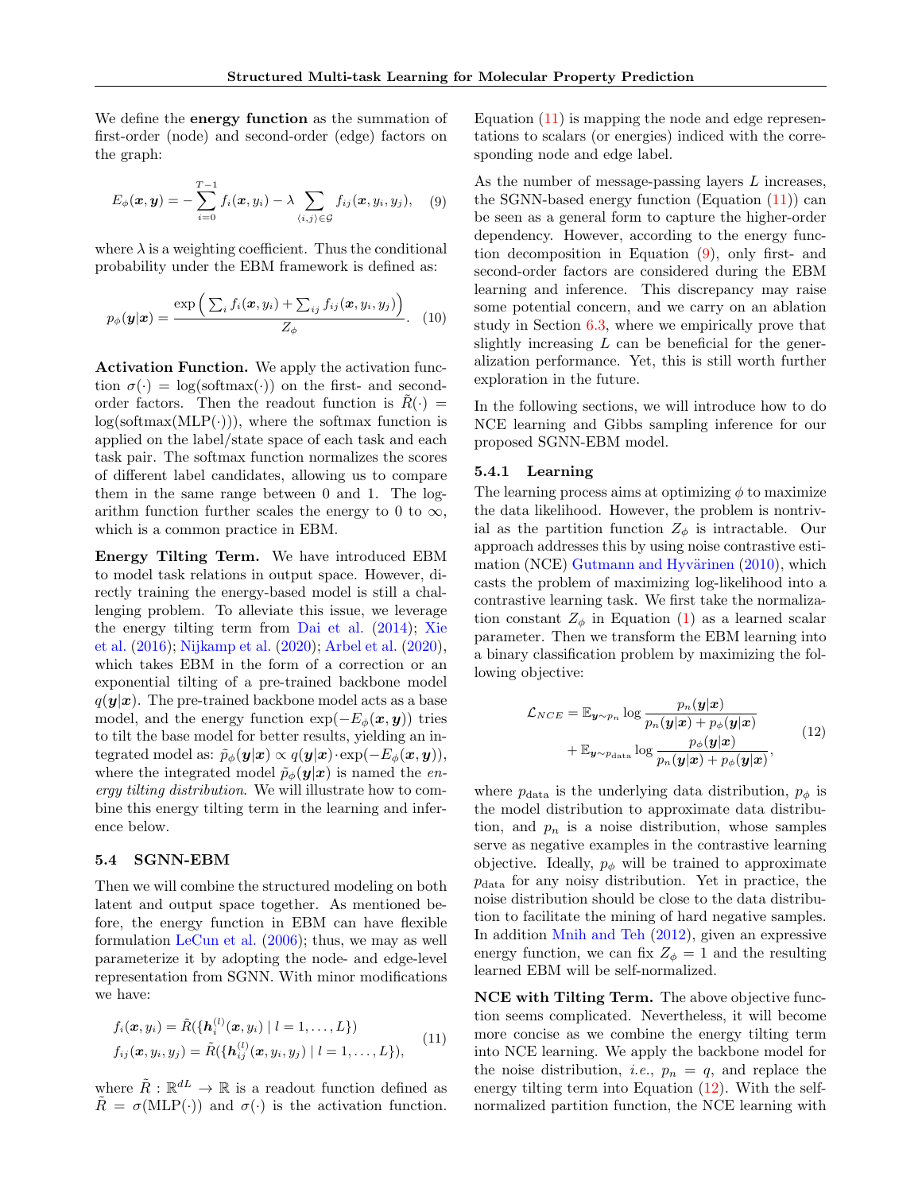We define the **energy function** as the summation of first-order (node) and second-order (edge) factors on the graph:

$$E_\phi(\boldsymbol{x}, \boldsymbol{y}) = -\sum_{i=0}^{T-1} f_i(\boldsymbol{x}, y_i) - \lambda \sum_{\langle i,j \rangle \in \mathcal{G}} f_{ij}(\boldsymbol{x}, y_i, y_j), \quad (9)$$

where $\lambda$ is a weighting coefficient. Thus the conditional probability under the EBM framework is defined as:

$$p_\phi(\boldsymbol{y}|\boldsymbol{x}) = \frac{\exp\Big(\sum_i f_i(\boldsymbol{x}, y_i) + \sum_{ij} f_{ij}(\boldsymbol{x}, y_i, y_j)\Big)}{Z_\phi}. \quad (10)$$

**Activation Function.** We apply the activation function $\sigma(\cdot) = \log(\text{softmax}(\cdot))$ on the first- and second-order factors. Then the readout function is $\tilde{R}(\cdot) = \log(\text{softmax}(\text{MLP}(\cdot)))$, where the softmax function is applied on the label/state space of each task and each task pair. The softmax function normalizes the scores of different label candidates, allowing us to compare them in the same range between 0 and 1. The logarithm function further scales the energy to 0 to $\infty$, which is a common practice in EBM.

**Energy Tilting Term.** We have introduced EBM to model task relations in output space. However, directly training the energy-based model is still a challenging problem. To alleviate this issue, we leverage the energy tilting term from Dai et al. (2014); Xie et al. (2016); Nijkamp et al. (2020); Arbel et al. (2020), which takes EBM in the form of a correction or an exponential tilting of a pre-trained backbone model $q(\boldsymbol{y}|\boldsymbol{x})$. The pre-trained backbone model acts as a base model, and the energy function $\exp(-E_\phi(\boldsymbol{x}, \boldsymbol{y}))$ tries to tilt the base model for better results, yielding an integrated model as: $\tilde{p}_\phi(\boldsymbol{y}|\boldsymbol{x}) \propto q(\boldsymbol{y}|\boldsymbol{x}) \cdot \exp(-E_\phi(\boldsymbol{x}, \boldsymbol{y}))$, where the integrated model $\tilde{p}_\phi(\boldsymbol{y}|\boldsymbol{x})$ is named the *energy tilting distribution*. We will illustrate how to combine this energy tilting term in the learning and inference below.

### 5.4 SGNN-EBM

Then we will combine the structured modeling on both latent and output space together. As mentioned before, the energy function in EBM can have flexible formulation LeCun et al. (2006); thus, we may as well parameterize it by adopting the node- and edge-level representation from SGNN. With minor modifications we have:

$$\begin{aligned} f_i(\boldsymbol{x}, y_i) &= \tilde{R}(\{\boldsymbol{h}_i^{(l)}(\boldsymbol{x}, y_i) \mid l = 1, \ldots, L\}) \\ f_{ij}(\boldsymbol{x}, y_i, y_j) &= \tilde{R}(\{\boldsymbol{h}_{ij}^{(l)}(\boldsymbol{x}, y_i, y_j) \mid l = 1, \ldots, L\}), \end{aligned} \quad (11)$$

where $\tilde{R} : \mathbb{R}^{dL} \to \mathbb{R}$ is a readout function defined as $\tilde{R} = \sigma(\text{MLP}(\cdot))$ and $\sigma(\cdot)$ is the activation function. Equation (11) is mapping the node and edge representations to scalars (or energies) indiced with the corresponding node and edge label.

As the number of message-passing layers $L$ increases, the SGNN-based energy function (Equation (11)) can be seen as a general form to capture the higher-order dependency. However, according to the energy function decomposition in Equation (9), only first- and second-order factors are considered during the EBM learning and inference. This discrepancy may raise some potential concern, and we carry on an ablation study in Section 6.3, where we empirically prove that slightly increasing $L$ can be beneficial for the generalization performance. Yet, this is still worth further exploration in the future.

In the following sections, we will introduce how to do NCE learning and Gibbs sampling inference for our proposed SGNN-EBM model.

#### 5.4.1 Learning

The learning process aims at optimizing $\phi$ to maximize the data likelihood. However, the problem is nontrivial as the partition function $Z_\phi$ is intractable. Our approach addresses this by using noise contrastive estimation (NCE) Gutmann and Hyvärinen (2010), which casts the problem of maximizing log-likelihood into a contrastive learning task. We first take the normalization constant $Z_\phi$ in Equation (1) as a learned scalar parameter. Then we transform the EBM learning into a binary classification problem by maximizing the following objective:

$$\begin{aligned} \mathcal{L}_{NCE} = \mathbb{E}_{\boldsymbol{y} \sim p_n} \log \frac{p_n(\boldsymbol{y}|\boldsymbol{x})}{p_n(\boldsymbol{y}|\boldsymbol{x}) + p_\phi(\boldsymbol{y}|\boldsymbol{x})} \\ + \mathbb{E}_{\boldsymbol{y} \sim p_{\text{data}}} \log \frac{p_\phi(\boldsymbol{y}|\boldsymbol{x})}{p_n(\boldsymbol{y}|\boldsymbol{x}) + p_\phi(\boldsymbol{y}|\boldsymbol{x})}, \end{aligned} \quad (12)$$

where $p_{\text{data}}$ is the underlying data distribution, $p_\phi$ is the model distribution to approximate data distribution, and $p_n$ is a noise distribution, whose samples serve as negative examples in the contrastive learning objective. Ideally, $p_\phi$ will be trained to approximate $p_{\text{data}}$ for any noisy distribution. Yet in practice, the noise distribution should be close to the data distribution to facilitate the mining of hard negative samples. In addition Mnih and Teh (2012), given an expressive energy function, we can fix $Z_\phi = 1$ and the resulting learned EBM will be self-normalized.

**NCE with Tilting Term.** The above objective function seems complicated. Nevertheless, it will become more concise as we combine the energy tilting term into NCE learning. We apply the backbone model for the noise distribution, *i.e.*, $p_n = q$, and replace the energy tilting term into Equation (12). With the self-normalized partition function, the NCE learning with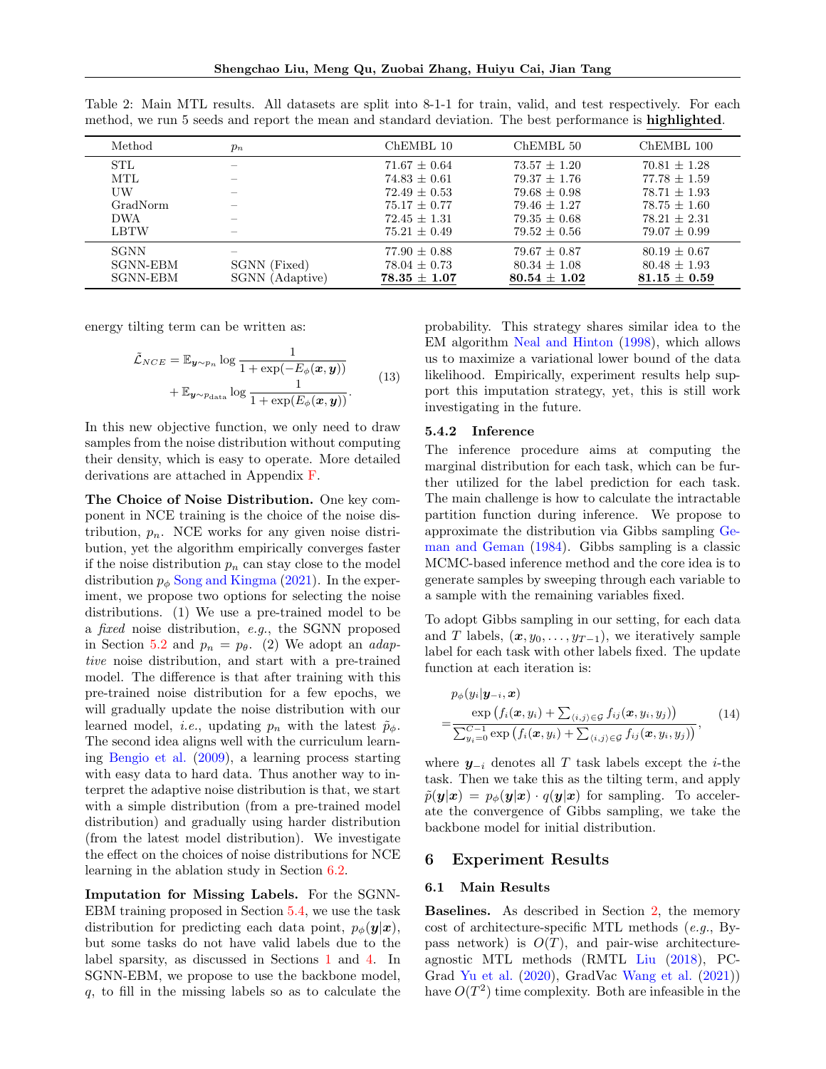Table 2: Main MTL results. All datasets are split into 8-1-1 for train, valid, and test respectively. For each method, we run 5 seeds and report the mean and standard deviation. The best performance is **highlighted**.

| Method | $p_n$ | ChEMBL 10 | ChEMBL 50 | ChEMBL 100 |
|---|---|---|---|---|
| STL | – | 71.67 ± 0.64 | 73.57 ± 1.20 | 70.81 ± 1.28 |
| MTL | – | 74.83 ± 0.61 | 79.37 ± 1.76 | 77.78 ± 1.59 |
| UW | – | 72.49 ± 0.53 | 79.68 ± 0.98 | 78.71 ± 1.93 |
| GradNorm | – | 75.17 ± 0.77 | 79.46 ± 1.27 | 78.75 ± 1.60 |
| DWA | – | 72.45 ± 1.31 | 79.35 ± 0.68 | 78.21 ± 2.31 |
| LBTW | – | 75.21 ± 0.49 | 79.52 ± 0.56 | 79.07 ± 0.99 |
| SGNN | – | 77.90 ± 0.88 | 79.67 ± 0.87 | 80.19 ± 0.67 |
| SGNN-EBM | SGNN (Fixed) | 78.04 ± 0.73 | 80.34 ± 1.08 | 80.48 ± 1.93 |
| SGNN-EBM | SGNN (Adaptive) | **78.35 ± 1.07** | **80.54 ± 1.02** | **81.15 ± 0.59** |

energy tilting term can be written as:

$$\tilde{\mathcal{L}}_{NCE} = \mathbb{E}_{\boldsymbol{y} \sim p_n} \log \frac{1}{1 + \exp(-E_\phi(\boldsymbol{x}, \boldsymbol{y}))} + \mathbb{E}_{\boldsymbol{y} \sim p_{\text{data}}} \log \frac{1}{1 + \exp(E_\phi(\boldsymbol{x}, \boldsymbol{y}))}. \tag{13}$$

In this new objective function, we only need to draw samples from the noise distribution without computing their density, which is easy to operate. More detailed derivations are attached in Appendix F.

**The Choice of Noise Distribution.** One key component in NCE training is the choice of the noise distribution, $p_n$. NCE works for any given noise distribution, yet the algorithm empirically converges faster if the noise distribution $p_n$ can stay close to the model distribution $p_\phi$ Song and Kingma (2021). In the experiment, we propose two options for selecting the noise distributions. (1) We use a pre-trained model to be a *fixed* noise distribution, *e.g.*, the SGNN proposed in Section 5.2 and $p_n = p_\theta$. (2) We adopt an *adaptive* noise distribution, and start with a pre-trained model. The difference is that after training with this pre-trained noise distribution for a few epochs, we will gradually update the noise distribution with our learned model, *i.e.*, updating $p_n$ with the latest $\tilde{p}_\phi$. The second idea aligns well with the curriculum learning Bengio et al. (2009), a learning process starting with easy data to hard data. Thus another way to interpret the adaptive noise distribution is that, we start with a simple distribution (from a pre-trained model distribution) and gradually using harder distribution (from the latest model distribution). We investigate the effect on the choices of noise distributions for NCE learning in the ablation study in Section 6.2.

**Imputation for Missing Labels.** For the SGNN-EBM training proposed in Section 5.4, we use the task distribution for predicting each data point, $p_\phi(\boldsymbol{y}|\boldsymbol{x})$, but some tasks do not have valid labels due to the label sparsity, as discussed in Sections 1 and 4. In SGNN-EBM, we propose to use the backbone model, $q$, to fill in the missing labels so as to calculate the probability. This strategy shares similar idea to the EM algorithm Neal and Hinton (1998), which allows us to maximize a variational lower bound of the data likelihood. Empirically, experiment results help support this imputation strategy, yet, this is still work investigating in the future.

#### 5.4.2 Inference

The inference procedure aims at computing the marginal distribution for each task, which can be further utilized for the label prediction for each task. The main challenge is how to calculate the intractable partition function during inference. We propose to approximate the distribution via Gibbs sampling Geman and Geman (1984). Gibbs sampling is a classic MCMC-based inference method and the core idea is to generate samples by sweeping through each variable to a sample with the remaining variables fixed.

To adopt Gibbs sampling in our setting, for each data and $T$ labels, $(\boldsymbol{x}, y_0, \ldots, y_{T-1})$, we iteratively sample label for each task with other labels fixed. The update function at each iteration is:

$$p_\phi(y_i|\boldsymbol{y}_{-i}, \boldsymbol{x}) = \frac{\exp\big(f_i(\boldsymbol{x}, y_i) + \sum_{\langle i,j \rangle \in \mathcal{G}} f_{ij}(\boldsymbol{x}, y_i, y_j)\big)}{\sum_{y_i=0}^{C-1} \exp\big(f_i(\boldsymbol{x}, y_i) + \sum_{\langle i,j \rangle \in \mathcal{G}} f_{ij}(\boldsymbol{x}, y_i, y_j)\big)}, \tag{14}$$

where $\boldsymbol{y}_{-i}$ denotes all $T$ task labels except the $i$-the task. Then we take this as the tilting term, and apply $\tilde{p}(\boldsymbol{y}|\boldsymbol{x}) = p_\phi(\boldsymbol{y}|\boldsymbol{x}) \cdot q(\boldsymbol{y}|\boldsymbol{x})$ for sampling. To accelerate the convergence of Gibbs sampling, we take the backbone model for initial distribution.

## 6 Experiment Results

### 6.1 Main Results

**Baselines.** As described in Section 2, the memory cost of architecture-specific MTL methods (*e.g.*, Bypass network) is $O(T)$, and pair-wise architecture-agnostic MTL methods (RMTL Liu (2018), PCGrad Yu et al. (2020), GradVac Wang et al. (2021)) have $O(T^2)$ time complexity. Both are infeasible in the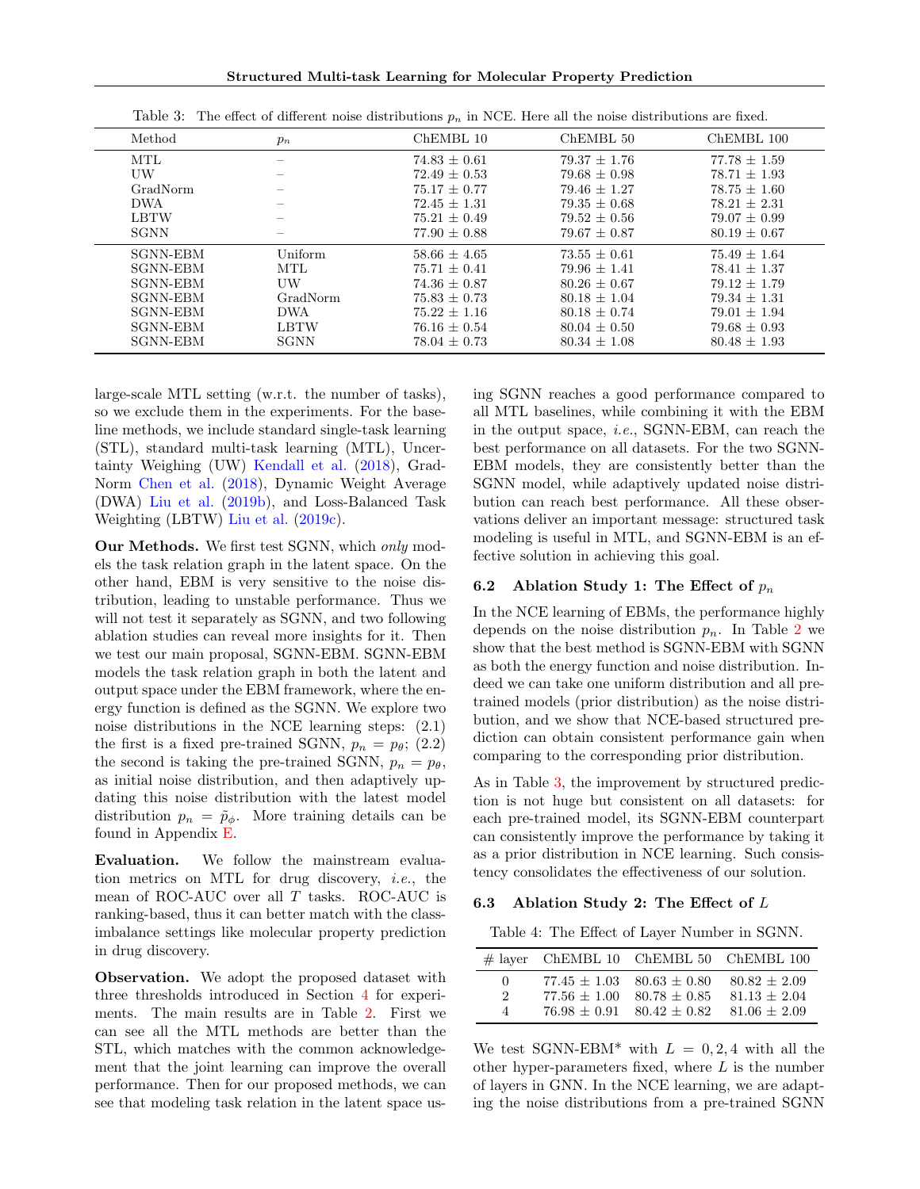Table 3: The effect of different noise distributions $p_n$ in NCE. Here all the noise distributions are fixed.

| Method | $p_n$ | ChEMBL 10 | ChEMBL 50 | ChEMBL 100 |
|---|---|---|---|---|
| MTL | – | 74.83 ± 0.61 | 79.37 ± 1.76 | 77.78 ± 1.59 |
| UW | – | 72.49 ± 0.53 | 79.68 ± 0.98 | 78.71 ± 1.93 |
| GradNorm | – | 75.17 ± 0.77 | 79.46 ± 1.27 | 78.75 ± 1.60 |
| DWA | – | 72.45 ± 1.31 | 79.35 ± 0.68 | 78.21 ± 2.31 |
| LBTW | – | 75.21 ± 0.49 | 79.52 ± 0.56 | 79.07 ± 0.99 |
| SGNN | – | 77.90 ± 0.88 | 79.67 ± 0.87 | 80.19 ± 0.67 |
| SGNN-EBM | Uniform | 58.66 ± 4.65 | 73.55 ± 0.61 | 75.49 ± 1.64 |
| SGNN-EBM | MTL | 75.71 ± 0.41 | 79.96 ± 1.41 | 78.41 ± 1.37 |
| SGNN-EBM | UW | 74.36 ± 0.87 | 80.26 ± 0.67 | 79.12 ± 1.79 |
| SGNN-EBM | GradNorm | 75.83 ± 0.73 | 80.18 ± 1.04 | 79.34 ± 1.31 |
| SGNN-EBM | DWA | 75.22 ± 1.16 | 80.18 ± 0.74 | 79.01 ± 1.94 |
| SGNN-EBM | LBTW | 76.16 ± 0.54 | 80.04 ± 0.50 | 79.68 ± 0.93 |
| SGNN-EBM | SGNN | 78.04 ± 0.73 | 80.34 ± 1.08 | 80.48 ± 1.93 |

large-scale MTL setting (w.r.t. the number of tasks), so we exclude them in the experiments. For the baseline methods, we include standard single-task learning (STL), standard multi-task learning (MTL), Uncertainty Weighing (UW) Kendall et al. (2018), GradNorm Chen et al. (2018), Dynamic Weight Average (DWA) Liu et al. (2019b), and Loss-Balanced Task Weighting (LBTW) Liu et al. (2019c).

**Our Methods.** We first test SGNN, which *only* models the task relation graph in the latent space. On the other hand, EBM is very sensitive to the noise distribution, leading to unstable performance. Thus we will not test it separately as SGNN, and two following ablation studies can reveal more insights for it. Then we test our main proposal, SGNN-EBM. SGNN-EBM models the task relation graph in both the latent and output space under the EBM framework, where the energy function is defined as the SGNN. We explore two noise distributions in the NCE learning steps: (2.1) the first is a fixed pre-trained SGNN, $p_n = p_\theta$; (2.2) the second is taking the pre-trained SGNN, $p_n = p_\theta$, as initial noise distribution, and then adaptively updating this noise distribution with the latest model distribution $p_n = \tilde{p}_\phi$. More training details can be found in Appendix E.

**Evaluation.** We follow the mainstream evaluation metrics on MTL for drug discovery, *i.e.*, the mean of ROC-AUC over all $T$ tasks. ROC-AUC is ranking-based, thus it can better match with the class-imbalance settings like molecular property prediction in drug discovery.

**Observation.** We adopt the proposed dataset with three thresholds introduced in Section 4 for experiments. The main results are in Table 2. First we can see all the MTL methods are better than the STL, which matches with the common acknowledgement that the joint learning can improve the overall performance. Then for our proposed methods, we can see that modeling task relation in the latent space using SGNN reaches a good performance compared to all MTL baselines, while combining it with the EBM in the output space, *i.e.*, SGNN-EBM, can reach the best performance on all datasets. For the two SGNN-EBM models, they are consistently better than the SGNN model, while adaptively updated noise distribution can reach best performance. All these observations deliver an important message: structured task modeling is useful in MTL, and SGNN-EBM is an effective solution in achieving this goal.

### 6.2 Ablation Study 1: The Effect of $p_n$

In the NCE learning of EBMs, the performance highly depends on the noise distribution $p_n$. In Table 2 we show that the best method is SGNN-EBM with SGNN as both the energy function and noise distribution. Indeed we can take one uniform distribution and all pretrained models (prior distribution) as the noise distribution, and we show that NCE-based structured prediction can obtain consistent performance gain when comparing to the corresponding prior distribution.

As in Table 3, the improvement by structured prediction is not huge but consistent on all datasets: for each pre-trained model, its SGNN-EBM counterpart can consistently improve the performance by taking it as a prior distribution in NCE learning. Such consistency consolidates the effectiveness of our solution.

### 6.3 Ablation Study 2: The Effect of $L$

Table 4: The Effect of Layer Number in SGNN.

| # layer | ChEMBL 10 | ChEMBL 50 | ChEMBL 100 |
|---|---|---|---|
| 0 | 77.45 ± 1.03 | 80.63 ± 0.80 | 80.82 ± 2.09 |
| 2 | 77.56 ± 1.00 | 80.78 ± 0.85 | 81.13 ± 2.04 |
| 4 | 76.98 ± 0.91 | 80.42 ± 0.82 | 81.06 ± 2.09 |

We test SGNN-EBM* with $L = 0, 2, 4$ with all the other hyper-parameters fixed, where $L$ is the number of layers in GNN. In the NCE learning, we are adapting the noise distributions from a pre-trained SGNN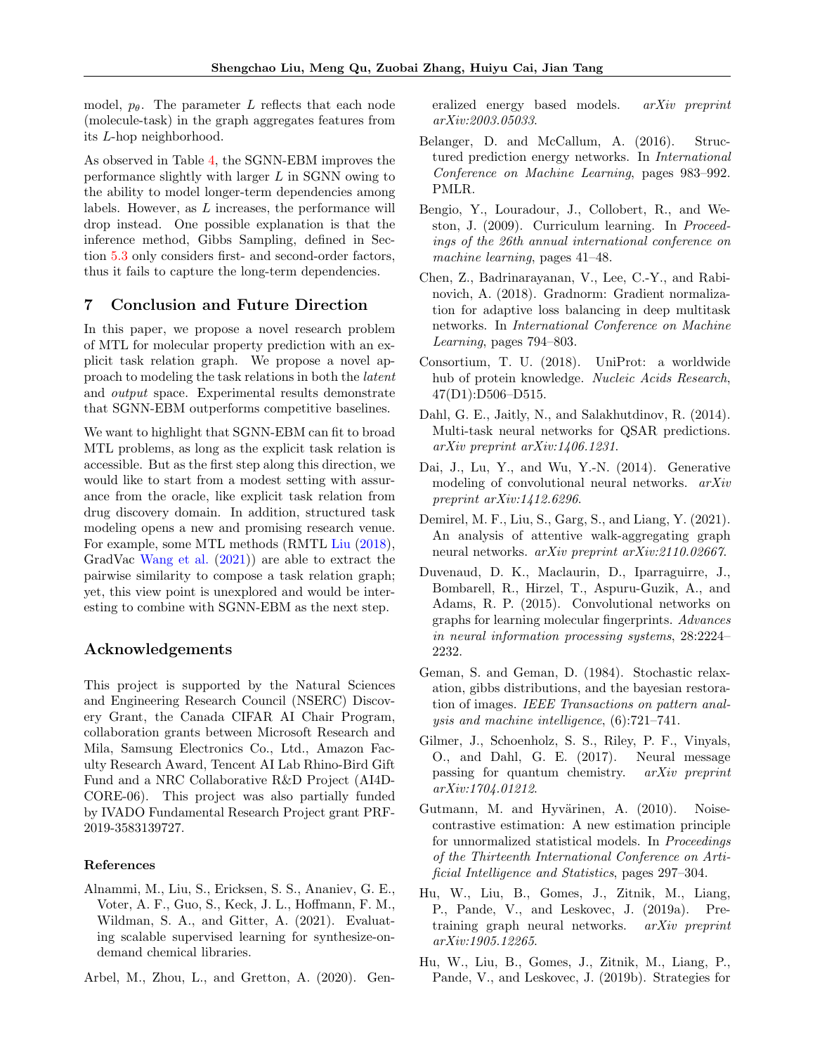model, $p_\theta$. The parameter $L$ reflects that each node (molecule-task) in the graph aggregates features from its $L$-hop neighborhood.

As observed in Table 4, the SGNN-EBM improves the performance slightly with larger $L$ in SGNN owing to the ability to model longer-term dependencies among labels. However, as $L$ increases, the performance will drop instead. One possible explanation is that the inference method, Gibbs Sampling, defined in Section 5.3 only considers first- and second-order factors, thus it fails to capture the long-term dependencies.

## 7 Conclusion and Future Direction

In this paper, we propose a novel research problem of MTL for molecular property prediction with an explicit task relation graph. We propose a novel approach to modeling the task relations in both the *latent* and *output* space. Experimental results demonstrate that SGNN-EBM outperforms competitive baselines.

We want to highlight that SGNN-EBM can fit to broad MTL problems, as long as the explicit task relation is accessible. But as the first step along this direction, we would like to start from a modest setting with assurance from the oracle, like explicit task relation from drug discovery domain. In addition, structured task modeling opens a new and promising research venue. For example, some MTL methods (RMTL Liu (2018), GradVac Wang et al. (2021)) are able to extract the pairwise similarity to compose a task relation graph; yet, this view point is unexplored and would be interesting to combine with SGNN-EBM as the next step.

## Acknowledgements

This project is supported by the Natural Sciences and Engineering Research Council (NSERC) Discovery Grant, the Canada CIFAR AI Chair Program, collaboration grants between Microsoft Research and Mila, Samsung Electronics Co., Ltd., Amazon Faculty Research Award, Tencent AI Lab Rhino-Bird Gift Fund and a NRC Collaborative R&D Project (AI4D-CORE-06). This project was also partially funded by IVADO Fundamental Research Project grant PRF-2019-3583139727.

### References

Alnammi, M., Liu, S., Ericksen, S. S., Ananiev, G. E., Voter, A. F., Guo, S., Keck, J. L., Hoffmann, F. M., Wildman, S. A., and Gitter, A. (2021). Evaluating scalable supervised learning for synthesize-on-demand chemical libraries.

Arbel, M., Zhou, L., and Gretton, A. (2020). Generalized energy based models. *arXiv preprint arXiv:2003.05033*.

Belanger, D. and McCallum, A. (2016). Structured prediction energy networks. In *International Conference on Machine Learning*, pages 983–992. PMLR.

Bengio, Y., Louradour, J., Collobert, R., and Weston, J. (2009). Curriculum learning. In *Proceedings of the 26th annual international conference on machine learning*, pages 41–48.

Chen, Z., Badrinarayanan, V., Lee, C.-Y., and Rabinovich, A. (2018). Gradnorm: Gradient normalization for adaptive loss balancing in deep multitask networks. In *International Conference on Machine Learning*, pages 794–803.

Consortium, T. U. (2018). UniProt: a worldwide hub of protein knowledge. *Nucleic Acids Research*, 47(D1):D506–D515.

Dahl, G. E., Jaitly, N., and Salakhutdinov, R. (2014). Multi-task neural networks for QSAR predictions. *arXiv preprint arXiv:1406.1231*.

Dai, J., Lu, Y., and Wu, Y.-N. (2014). Generative modeling of convolutional neural networks. *arXiv preprint arXiv:1412.6296*.

Demirel, M. F., Liu, S., Garg, S., and Liang, Y. (2021). An analysis of attentive walk-aggregating graph neural networks. *arXiv preprint arXiv:2110.02667*.

Duvenaud, D. K., Maclaurin, D., Iparraguirre, J., Bombarell, R., Hirzel, T., Aspuru-Guzik, A., and Adams, R. P. (2015). Convolutional networks on graphs for learning molecular fingerprints. *Advances in neural information processing systems*, 28:2224–2232.

Geman, S. and Geman, D. (1984). Stochastic relaxation, gibbs distributions, and the bayesian restoration of images. *IEEE Transactions on pattern analysis and machine intelligence*, (6):721–741.

Gilmer, J., Schoenholz, S. S., Riley, P. F., Vinyals, O., and Dahl, G. E. (2017). Neural message passing for quantum chemistry. *arXiv preprint arXiv:1704.01212*.

Gutmann, M. and Hyvärinen, A. (2010). Noise-contrastive estimation: A new estimation principle for unnormalized statistical models. In *Proceedings of the Thirteenth International Conference on Artificial Intelligence and Statistics*, pages 297–304.

Hu, W., Liu, B., Gomes, J., Zitnik, M., Liang, P., Pande, V., and Leskovec, J. (2019a). Pre-training graph neural networks. *arXiv preprint arXiv:1905.12265*.

Hu, W., Liu, B., Gomes, J., Zitnik, M., Liang, P., Pande, V., and Leskovec, J. (2019b). Strategies for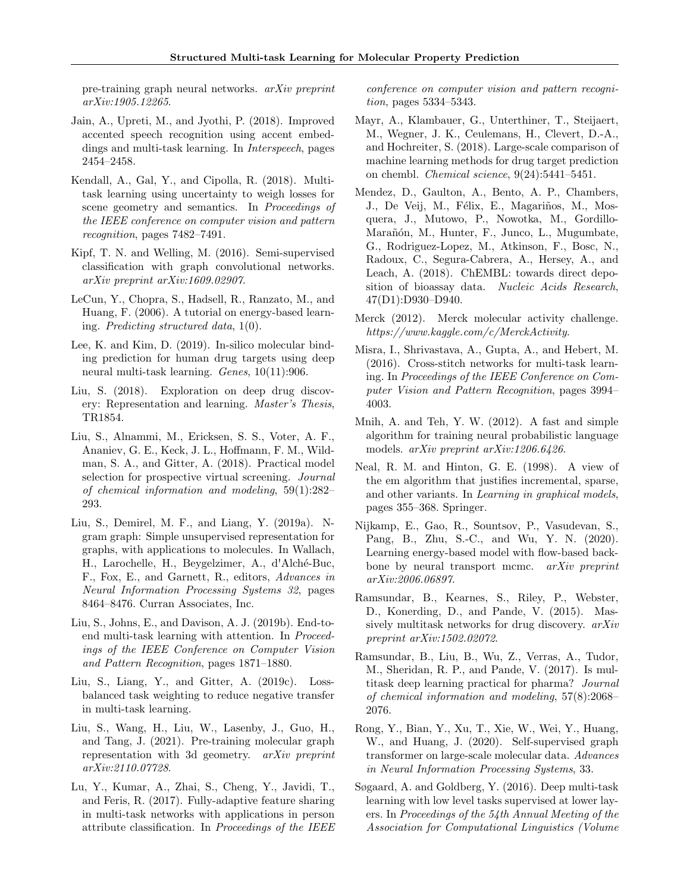pre-training graph neural networks. *arXiv preprint arXiv:1905.12265*.

Jain, A., Upreti, M., and Jyothi, P. (2018). Improved accented speech recognition using accent embeddings and multi-task learning. In *Interspeech*, pages 2454–2458.

Kendall, A., Gal, Y., and Cipolla, R. (2018). Multi-task learning using uncertainty to weigh losses for scene geometry and semantics. In *Proceedings of the IEEE conference on computer vision and pattern recognition*, pages 7482–7491.

Kipf, T. N. and Welling, M. (2016). Semi-supervised classification with graph convolutional networks. *arXiv preprint arXiv:1609.02907*.

LeCun, Y., Chopra, S., Hadsell, R., Ranzato, M., and Huang, F. (2006). A tutorial on energy-based learning. *Predicting structured data*, 1(0).

Lee, K. and Kim, D. (2019). In-silico molecular binding prediction for human drug targets using deep neural multi-task learning. *Genes*, 10(11):906.

Liu, S. (2018). Exploration on deep drug discovery: Representation and learning. *Master's Thesis*, TR1854.

Liu, S., Alnammi, M., Ericksen, S. S., Voter, A. F., Ananiev, G. E., Keck, J. L., Hoffmann, F. M., Wildman, S. A., and Gitter, A. (2018). Practical model selection for prospective virtual screening. *Journal of chemical information and modeling*, 59(1):282–293.

Liu, S., Demirel, M. F., and Liang, Y. (2019a). N-gram graph: Simple unsupervised representation for graphs, with applications to molecules. In Wallach, H., Larochelle, H., Beygelzimer, A., d'Alché-Buc, F., Fox, E., and Garnett, R., editors, *Advances in Neural Information Processing Systems 32*, pages 8464–8476. Curran Associates, Inc.

Liu, S., Johns, E., and Davison, A. J. (2019b). End-to-end multi-task learning with attention. In *Proceedings of the IEEE Conference on Computer Vision and Pattern Recognition*, pages 1871–1880.

Liu, S., Liang, Y., and Gitter, A. (2019c). Loss-balanced task weighting to reduce negative transfer in multi-task learning.

Liu, S., Wang, H., Liu, W., Lasenby, J., Guo, H., and Tang, J. (2021). Pre-training molecular graph representation with 3d geometry. *arXiv preprint arXiv:2110.07728*.

Lu, Y., Kumar, A., Zhai, S., Cheng, Y., Javidi, T., and Feris, R. (2017). Fully-adaptive feature sharing in multi-task networks with applications in person attribute classification. In *Proceedings of the IEEE conference on computer vision and pattern recognition*, pages 5334–5343.

Mayr, A., Klambauer, G., Unterthiner, T., Steijaert, M., Wegner, J. K., Ceulemans, H., Clevert, D.-A., and Hochreiter, S. (2018). Large-scale comparison of machine learning methods for drug target prediction on chembl. *Chemical science*, 9(24):5441–5451.

Mendez, D., Gaulton, A., Bento, A. P., Chambers, J., De Veij, M., Félix, E., Magariños, M., Mosquera, J., Mutowo, P., Nowotka, M., Gordillo-Marañón, M., Hunter, F., Junco, L., Mugumbate, G., Rodriguez-Lopez, M., Atkinson, F., Bosc, N., Radoux, C., Segura-Cabrera, A., Hersey, A., and Leach, A. (2018). ChEMBL: towards direct deposition of bioassay data. *Nucleic Acids Research*, 47(D1):D930–D940.

Merck (2012). Merck molecular activity challenge. *https://www.kaggle.com/c/MerckActivity*.

Misra, I., Shrivastava, A., Gupta, A., and Hebert, M. (2016). Cross-stitch networks for multi-task learning. In *Proceedings of the IEEE Conference on Computer Vision and Pattern Recognition*, pages 3994–4003.

Mnih, A. and Teh, Y. W. (2012). A fast and simple algorithm for training neural probabilistic language models. *arXiv preprint arXiv:1206.6426*.

Neal, R. M. and Hinton, G. E. (1998). A view of the em algorithm that justifies incremental, sparse, and other variants. In *Learning in graphical models*, pages 355–368. Springer.

Nijkamp, E., Gao, R., Sountsov, P., Vasudevan, S., Pang, B., Zhu, S.-C., and Wu, Y. N. (2020). Learning energy-based model with flow-based backbone by neural transport mcmc. *arXiv preprint arXiv:2006.06897*.

Ramsundar, B., Kearnes, S., Riley, P., Webster, D., Konerding, D., and Pande, V. (2015). Massively multitask networks for drug discovery. *arXiv preprint arXiv:1502.02072*.

Ramsundar, B., Liu, B., Wu, Z., Verras, A., Tudor, M., Sheridan, R. P., and Pande, V. (2017). Is multitask deep learning practical for pharma? *Journal of chemical information and modeling*, 57(8):2068–2076.

Rong, Y., Bian, Y., Xu, T., Xie, W., Wei, Y., Huang, W., and Huang, J. (2020). Self-supervised graph transformer on large-scale molecular data. *Advances in Neural Information Processing Systems*, 33.

Søgaard, A. and Goldberg, Y. (2016). Deep multi-task learning with low level tasks supervised at lower layers. In *Proceedings of the 54th Annual Meeting of the Association for Computational Linguistics (Volume*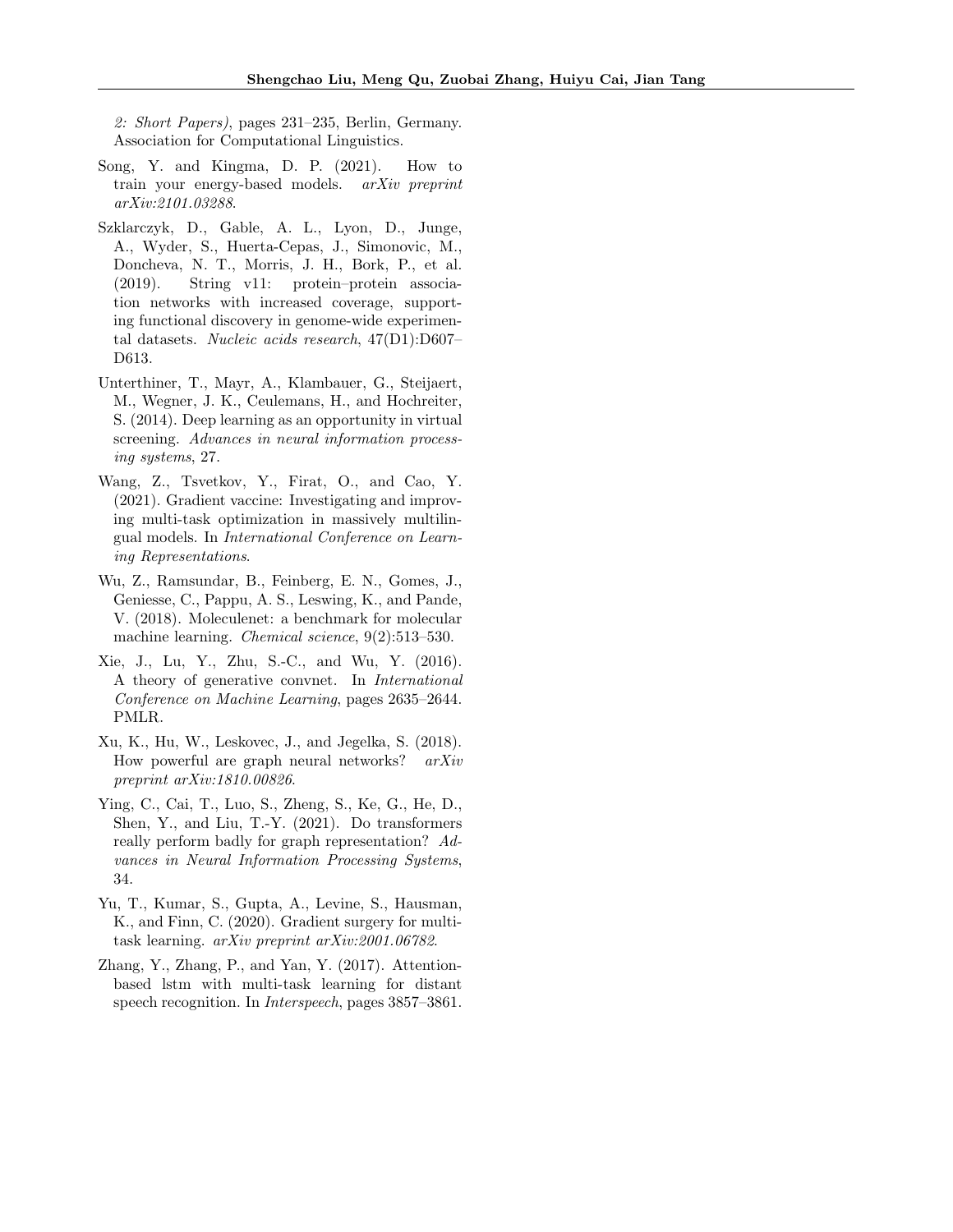*2: Short Papers)*, pages 231–235, Berlin, Germany. Association for Computational Linguistics.

Song, Y. and Kingma, D. P. (2021). How to train your energy-based models. *arXiv preprint arXiv:2101.03288*.

Szklarczyk, D., Gable, A. L., Lyon, D., Junge, A., Wyder, S., Huerta-Cepas, J., Simonovic, M., Doncheva, N. T., Morris, J. H., Bork, P., et al. (2019). String v11: protein–protein association networks with increased coverage, supporting functional discovery in genome-wide experimental datasets. *Nucleic acids research*, 47(D1):D607–D613.

Unterthiner, T., Mayr, A., Klambauer, G., Steijaert, M., Wegner, J. K., Ceulemans, H., and Hochreiter, S. (2014). Deep learning as an opportunity in virtual screening. *Advances in neural information processing systems*, 27.

Wang, Z., Tsvetkov, Y., Firat, O., and Cao, Y. (2021). Gradient vaccine: Investigating and improving multi-task optimization in massively multilingual models. In *International Conference on Learning Representations*.

Wu, Z., Ramsundar, B., Feinberg, E. N., Gomes, J., Geniesse, C., Pappu, A. S., Leswing, K., and Pande, V. (2018). Moleculenet: a benchmark for molecular machine learning. *Chemical science*, 9(2):513–530.

Xie, J., Lu, Y., Zhu, S.-C., and Wu, Y. (2016). A theory of generative convnet. In *International Conference on Machine Learning*, pages 2635–2644. PMLR.

Xu, K., Hu, W., Leskovec, J., and Jegelka, S. (2018). How powerful are graph neural networks? *arXiv preprint arXiv:1810.00826*.

Ying, C., Cai, T., Luo, S., Zheng, S., Ke, G., He, D., Shen, Y., and Liu, T.-Y. (2021). Do transformers really perform badly for graph representation? *Advances in Neural Information Processing Systems*, 34.

Yu, T., Kumar, S., Gupta, A., Levine, S., Hausman, K., and Finn, C. (2020). Gradient surgery for multi-task learning. *arXiv preprint arXiv:2001.06782*.

Zhang, Y., Zhang, P., and Yan, Y. (2017). Attention-based lstm with multi-task learning for distant speech recognition. In *Interspeech*, pages 3857–3861.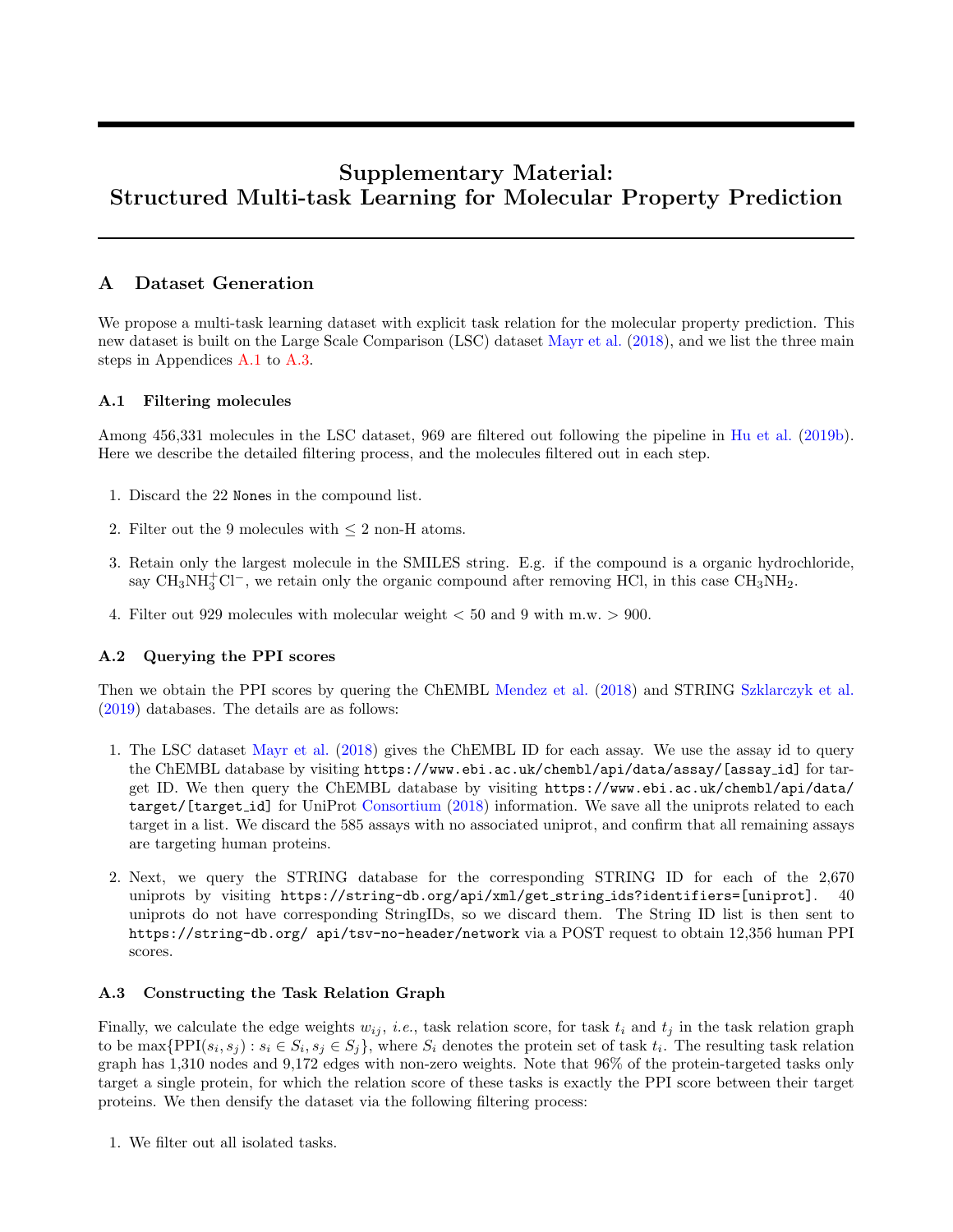# Supplementary Material: Structured Multi-task Learning for Molecular Property Prediction

## A Dataset Generation

We propose a multi-task learning dataset with explicit task relation for the molecular property prediction. This new dataset is built on the Large Scale Comparison (LSC) dataset Mayr et al. (2018), and we list the three main steps in Appendices A.1 to A.3.

### A.1 Filtering molecules

Among 456,331 molecules in the LSC dataset, 969 are filtered out following the pipeline in Hu et al. (2019b). Here we describe the detailed filtering process, and the molecules filtered out in each step.

1. Discard the 22 `None`s in the compound list.
2. Filter out the 9 molecules with $\leq 2$ non-H atoms.
3. Retain only the largest molecule in the SMILES string. E.g. if the compound is a organic hydrochloride, say $CH_3NH_3^+Cl^-$, we retain only the organic compound after removing HCl, in this case $CH_3NH_2$.
4. Filter out 929 molecules with molecular weight $< 50$ and 9 with m.w. $> 900$.

### A.2 Querying the PPI scores

Then we obtain the PPI scores by quering the ChEMBL Mendez et al. (2018) and STRING Szklarczyk et al. (2019) databases. The details are as follows:

1. The LSC dataset Mayr et al. (2018) gives the ChEMBL ID for each assay. We use the assay id to query the ChEMBL database by visiting `https://www.ebi.ac.uk/chembl/api/data/assay/[assay_id]` for target ID. We then query the ChEMBL database by visiting `https://www.ebi.ac.uk/chembl/api/data/target/[target_id]` for UniProt Consortium (2018) information. We save all the uniprots related to each target in a list. We discard the 585 assays with no associated uniprot, and confirm that all remaining assays are targeting human proteins.
2. Next, we query the STRING database for the corresponding STRING ID for each of the 2,670 uniprots by visiting `https://string-db.org/api/xml/get_string_ids?identifiers=[uniprot]`. 40 uniprots do not have corresponding StringIDs, so we discard them. The String ID list is then sent to `https://string-db.org/ api/tsv-no-header/network` via a POST request to obtain 12,356 human PPI scores.

### A.3 Constructing the Task Relation Graph

Finally, we calculate the edge weights $w_{ij}$, *i.e.*, task relation score, for task $t_i$ and $t_j$ in the task relation graph to be $\max\{\text{PPI}(s_i, s_j) : s_i \in S_i, s_j \in S_j\}$, where $S_i$ denotes the protein set of task $t_i$. The resulting task relation graph has 1,310 nodes and 9,172 edges with non-zero weights. Note that 96% of the protein-targeted tasks only target a single protein, for which the relation score of these tasks is exactly the PPI score between their target proteins. We then densify the dataset via the following filtering process:

1. We filter out all isolated tasks.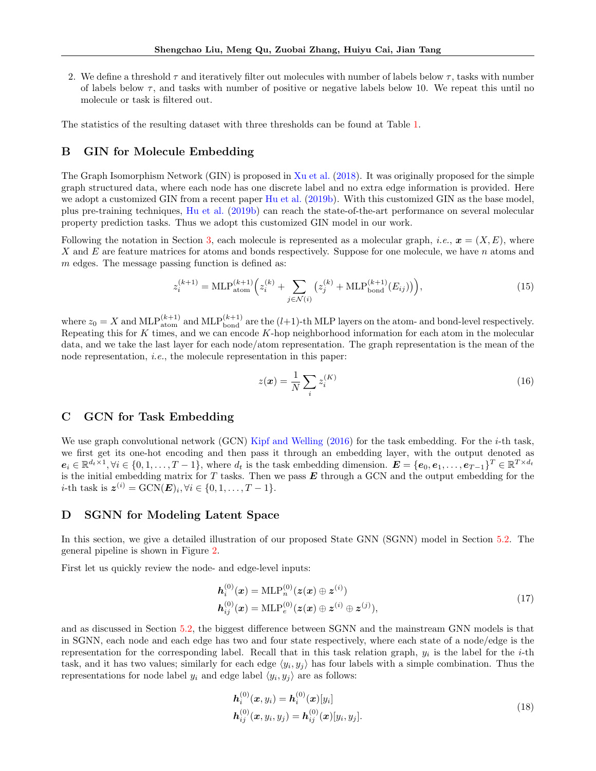2. We define a threshold $\tau$ and iteratively filter out molecules with number of labels below $\tau$, tasks with number of labels below $\tau$, and tasks with number of positive or negative labels below 10. We repeat this until no molecule or task is filtered out.

The statistics of the resulting dataset with three thresholds can be found at Table 1.

## B GIN for Molecule Embedding

The Graph Isomorphism Network (GIN) is proposed in Xu et al. (2018). It was originally proposed for the simple graph structured data, where each node has one discrete label and no extra edge information is provided. Here we adopt a customized GIN from a recent paper Hu et al. (2019b). With this customized GIN as the base model, plus pre-training techniques, Hu et al. (2019b) can reach the state-of-the-art performance on several molecular property prediction tasks. Thus we adopt this customized GIN model in our work.

Following the notation in Section 3, each molecule is represented as a molecular graph, *i.e.*, $\boldsymbol{x} = (X, E)$, where $X$ and $E$ are feature matrices for atoms and bonds respectively. Suppose for one molecule, we have $n$ atoms and $m$ edges. The message passing function is defined as:

$$z_i^{(k+1)} = \text{MLP}_{\text{atom}}^{(k+1)}\Big(z_i^{(k)} + \sum_{j \in \mathcal{N}(i)} \big(z_j^{(k)} + \text{MLP}_{\text{bond}}^{(k+1)}(E_{ij})\big)\Big), \tag{15}$$

where $z_0 = X$ and $\text{MLP}_{\text{atom}}^{(k+1)}$ and $\text{MLP}_{\text{bond}}^{(k+1)}$ are the $(l+1)$-th MLP layers on the atom- and bond-level respectively. Repeating this for $K$ times, and we can encode $K$-hop neighborhood information for each atom in the molecular data, and we take the last layer for each node/atom representation. The graph representation is the mean of the node representation, *i.e.*, the molecule representation in this paper:

$$z(\boldsymbol{x}) = \frac{1}{N} \sum_i z_i^{(K)} \tag{16}$$

## C GCN for Task Embedding

We use graph convolutional network (GCN) Kipf and Welling (2016) for the task embedding. For the $i$-th task, we first get its one-hot encoding and then pass it through an embedding layer, with the output denoted as $\boldsymbol{e}_i \in \mathbb{R}^{d_t \times 1}, \forall i \in \{0, 1, \ldots, T-1\}$, where $d_t$ is the task embedding dimension. $\boldsymbol{E} = \{\boldsymbol{e}_0, \boldsymbol{e}_1, \ldots, \boldsymbol{e}_{T-1}\}^T \in \mathbb{R}^{T \times d_t}$ is the initial embedding matrix for $T$ tasks. Then we pass $\boldsymbol{E}$ through a GCN and the output embedding for the $i$-th task is $\boldsymbol{z}^{(i)} = \text{GCN}(\boldsymbol{E})_i, \forall i \in \{0, 1, \ldots, T-1\}$.

## D SGNN for Modeling Latent Space

In this section, we give a detailed illustration of our proposed State GNN (SGNN) model in Section 5.2. The general pipeline is shown in Figure 2.

First let us quickly review the node- and edge-level inputs:

$$\begin{aligned}
\boldsymbol{h}_i^{(0)}(\boldsymbol{x}) &= \text{MLP}_n^{(0)}(\boldsymbol{z}(\boldsymbol{x}) \oplus \boldsymbol{z}^{(i)}) \\
\boldsymbol{h}_{ij}^{(0)}(\boldsymbol{x}) &= \text{MLP}_e^{(0)}(\boldsymbol{z}(\boldsymbol{x}) \oplus \boldsymbol{z}^{(i)} \oplus \boldsymbol{z}^{(j)}),
\end{aligned} \tag{17}$$

and as discussed in Section 5.2, the biggest difference between SGNN and the mainstream GNN models is that in SGNN, each node and each edge has two and four state respectively, where each state of a node/edge is the representation for the corresponding label. Recall that in this task relation graph, $y_i$ is the label for the $i$-th task, and it has two values; similarly for each edge $\langle y_i, y_j \rangle$ has four labels with a simple combination. Thus the representations for node label $y_i$ and edge label $\langle y_i, y_j \rangle$ are as follows:

$$\begin{aligned}
\boldsymbol{h}_i^{(0)}(\boldsymbol{x}, y_i) &= \boldsymbol{h}_i^{(0)}(\boldsymbol{x})[y_i] \\
\boldsymbol{h}_{ij}^{(0)}(\boldsymbol{x}, y_i, y_j) &= \boldsymbol{h}_{ij}^{(0)}(\boldsymbol{x})[y_i, y_j].
\end{aligned} \tag{18}$$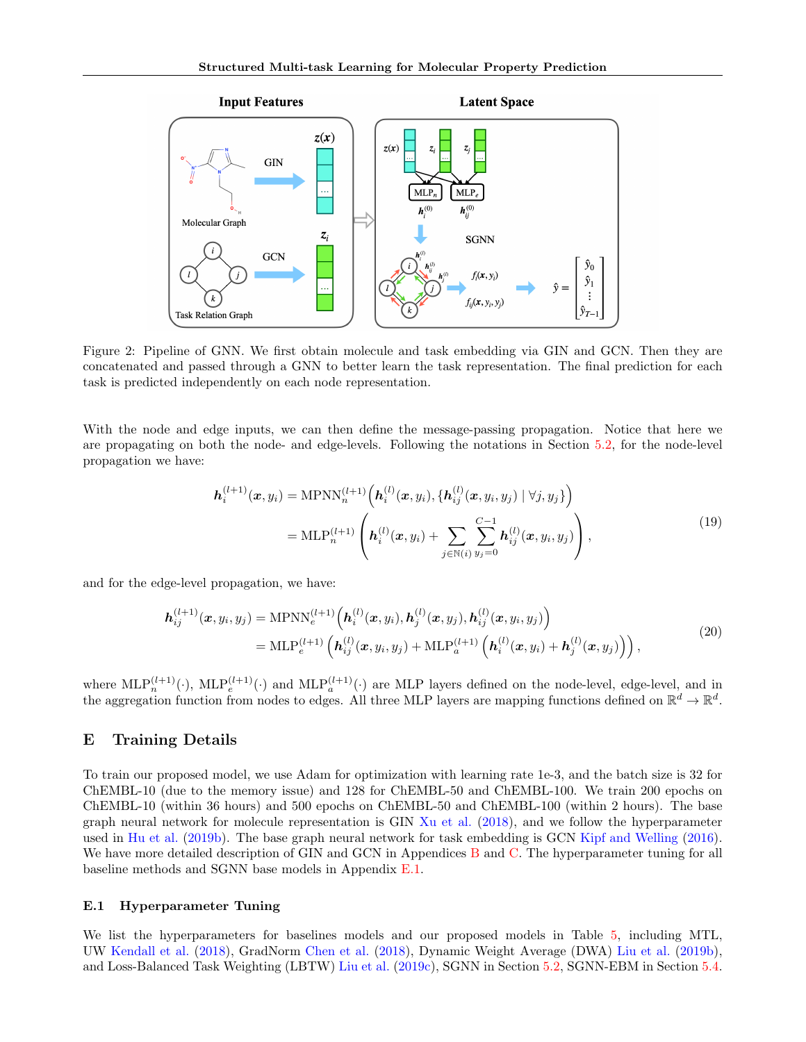Figure 2: Pipeline of GNN. We first obtain molecule and task embedding via GIN and GCN. Then they are concatenated and passed through a GNN to better learn the task representation. The final prediction for each task is predicted independently on each node representation.

With the node and edge inputs, we can then define the message-passing propagation. Notice that here we are propagating on both the node- and edge-levels. Following the notations in Section 5.2, for the node-level propagation we have:

$$
\begin{aligned}
\boldsymbol{h}_i^{(l+1)}(\boldsymbol{x}, y_i) &= \text{MPNN}_n^{(l+1)}\Big(\boldsymbol{h}_i^{(l)}(\boldsymbol{x}, y_i), \{\boldsymbol{h}_{ij}^{(l)}(\boldsymbol{x}, y_i, y_j) \mid \forall j, y_j\}\Big) \\
&= \text{MLP}_n^{(l+1)}\left(\boldsymbol{h}_i^{(l)}(\boldsymbol{x}, y_i) + \sum_{j \in \mathbb{N}(i)} \sum_{y_j=0}^{C-1} \boldsymbol{h}_{ij}^{(l)}(\boldsymbol{x}, y_i, y_j)\right),
\end{aligned} \tag{19}
$$

and for the edge-level propagation, we have:

$$
\begin{aligned}
\boldsymbol{h}_{ij}^{(l+1)}(\boldsymbol{x}, y_i, y_j) &= \text{MPNN}_e^{(l+1)}\Big(\boldsymbol{h}_i^{(l)}(\boldsymbol{x}, y_i), \boldsymbol{h}_j^{(l)}(\boldsymbol{x}, y_j), \boldsymbol{h}_{ij}^{(l)}(\boldsymbol{x}, y_i, y_j)\Big) \\
&= \text{MLP}_e^{(l+1)}\Big(\boldsymbol{h}_{ij}^{(l)}(\boldsymbol{x}, y_i, y_j) + \text{MLP}_a^{(l+1)}\Big(\boldsymbol{h}_i^{(l)}(\boldsymbol{x}, y_i) + \boldsymbol{h}_j^{(l)}(\boldsymbol{x}, y_j)\Big)\Big),
\end{aligned} \tag{20}
$$

where $\text{MLP}_n^{(l+1)}(\cdot)$, $\text{MLP}_e^{(l+1)}(\cdot)$ and $\text{MLP}_a^{(l+1)}(\cdot)$ are MLP layers defined on the node-level, edge-level, and in the aggregation function from nodes to edges. All three MLP layers are mapping functions defined on $\mathbb{R}^d \to \mathbb{R}^d$.

## E Training Details

To train our proposed model, we use Adam for optimization with learning rate 1e-3, and the batch size is 32 for ChEMBL-10 (due to the memory issue) and 128 for ChEMBL-50 and ChEMBL-100. We train 200 epochs on ChEMBL-10 (within 36 hours) and 500 epochs on ChEMBL-50 and ChEMBL-100 (within 2 hours). The base graph neural network for molecule representation is GIN Xu et al. (2018), and we follow the hyperparameter used in Hu et al. (2019b). The base graph neural network for task embedding is GCN Kipf and Welling (2016). We have more detailed description of GIN and GCN in Appendices B and C. The hyperparameter tuning for all baseline methods and SGNN base models in Appendix E.1.

### E.1 Hyperparameter Tuning

We list the hyperparameters for baselines models and our proposed models in Table 5, including MTL, UW Kendall et al. (2018), GradNorm Chen et al. (2018), Dynamic Weight Average (DWA) Liu et al. (2019b), and Loss-Balanced Task Weighting (LBTW) Liu et al. (2019c), SGNN in Section 5.2, SGNN-EBM in Section 5.4.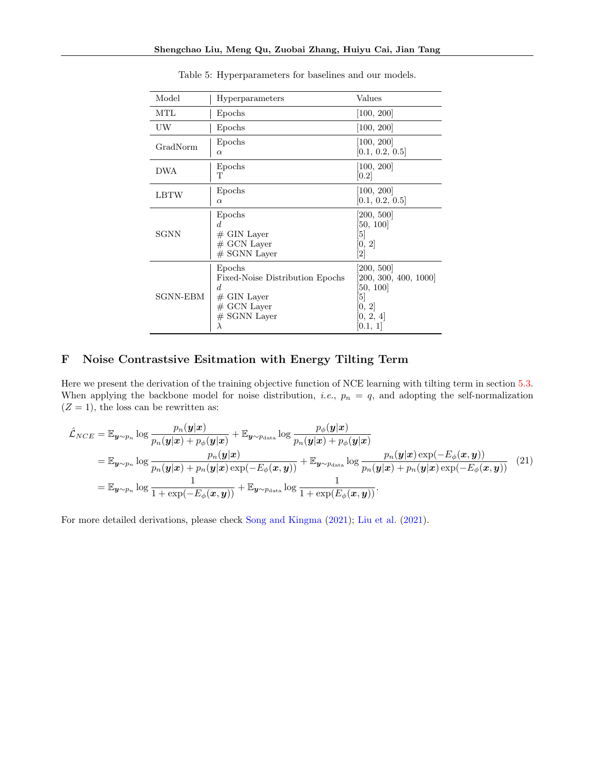Table 5: Hyperparameters for baselines and our models.

| Model | Hyperparameters | Values |
|---|---|---|
| MTL | Epochs | [100, 200] |
| UW | Epochs | [100, 200] |
| GradNorm | Epochs<br>$\alpha$ | [100, 200]<br>[0.1, 0.2, 0.5] |
| DWA | Epochs<br>T | [100, 200]<br>[0.2] |
| LBTW | Epochs<br>$\alpha$ | [100, 200]<br>[0.1, 0.2, 0.5] |
| SGNN | Epochs<br>$d$<br># GIN Layer<br># GCN Layer<br># SGNN Layer | [200, 500]<br>[50, 100]<br>[5]<br>[0, 2]<br>[2] |
| SGNN-EBM | Epochs<br>Fixed-Noise Distribution Epochs<br>$d$<br># GIN Layer<br># GCN Layer<br># SGNN Layer<br>$\lambda$ | [200, 500]<br>[200, 300, 400, 1000]<br>[50, 100]<br>[5]<br>[0, 2]<br>[0, 2, 4]<br>[0.1, 1] |

# F Noise Contrastsive Esitmation with Energy Tilting Term

Here we present the derivation of the training objective function of NCE learning with tilting term in section 5.3. When applying the backbone model for noise distribution, *i.e.*, $p_n = q$, and adopting the self-normalization ($Z = 1$), the loss can be rewritten as:

$$
\begin{aligned}
\hat{\mathcal{L}}_{NCE} &= \mathbb{E}_{\boldsymbol{y}\sim p_n} \log \frac{p_n(\boldsymbol{y}|\boldsymbol{x})}{p_n(\boldsymbol{y}|\boldsymbol{x}) + p_\phi(\boldsymbol{y}|\boldsymbol{x})} + \mathbb{E}_{\boldsymbol{y}\sim p_{\text{data}}} \log \frac{p_\phi(\boldsymbol{y}|\boldsymbol{x})}{p_n(\boldsymbol{y}|\boldsymbol{x}) + p_\phi(\boldsymbol{y}|\boldsymbol{x})} \\
&= \mathbb{E}_{\boldsymbol{y}\sim p_n} \log \frac{p_n(\boldsymbol{y}|\boldsymbol{x})}{p_n(\boldsymbol{y}|\boldsymbol{x}) + p_n(\boldsymbol{y}|\boldsymbol{x}) \exp(-E_\phi(\boldsymbol{x},\boldsymbol{y}))} + \mathbb{E}_{\boldsymbol{y}\sim p_{\text{data}}} \log \frac{p_n(\boldsymbol{y}|\boldsymbol{x}) \exp(-E_\phi(\boldsymbol{x},\boldsymbol{y}))}{p_n(\boldsymbol{y}|\boldsymbol{x}) + p_n(\boldsymbol{y}|\boldsymbol{x}) \exp(-E_\phi(\boldsymbol{x},\boldsymbol{y}))} \\
&= \mathbb{E}_{\boldsymbol{y}\sim p_n} \log \frac{1}{1 + \exp(-E_\phi(\boldsymbol{x},\boldsymbol{y}))} + \mathbb{E}_{\boldsymbol{y}\sim p_{\text{data}}} \log \frac{1}{1 + \exp(E_\phi(\boldsymbol{x},\boldsymbol{y}))}.
\end{aligned}
\tag{21}
$$

For more detailed derivations, please check Song and Kingma (2021); Liu et al. (2021).